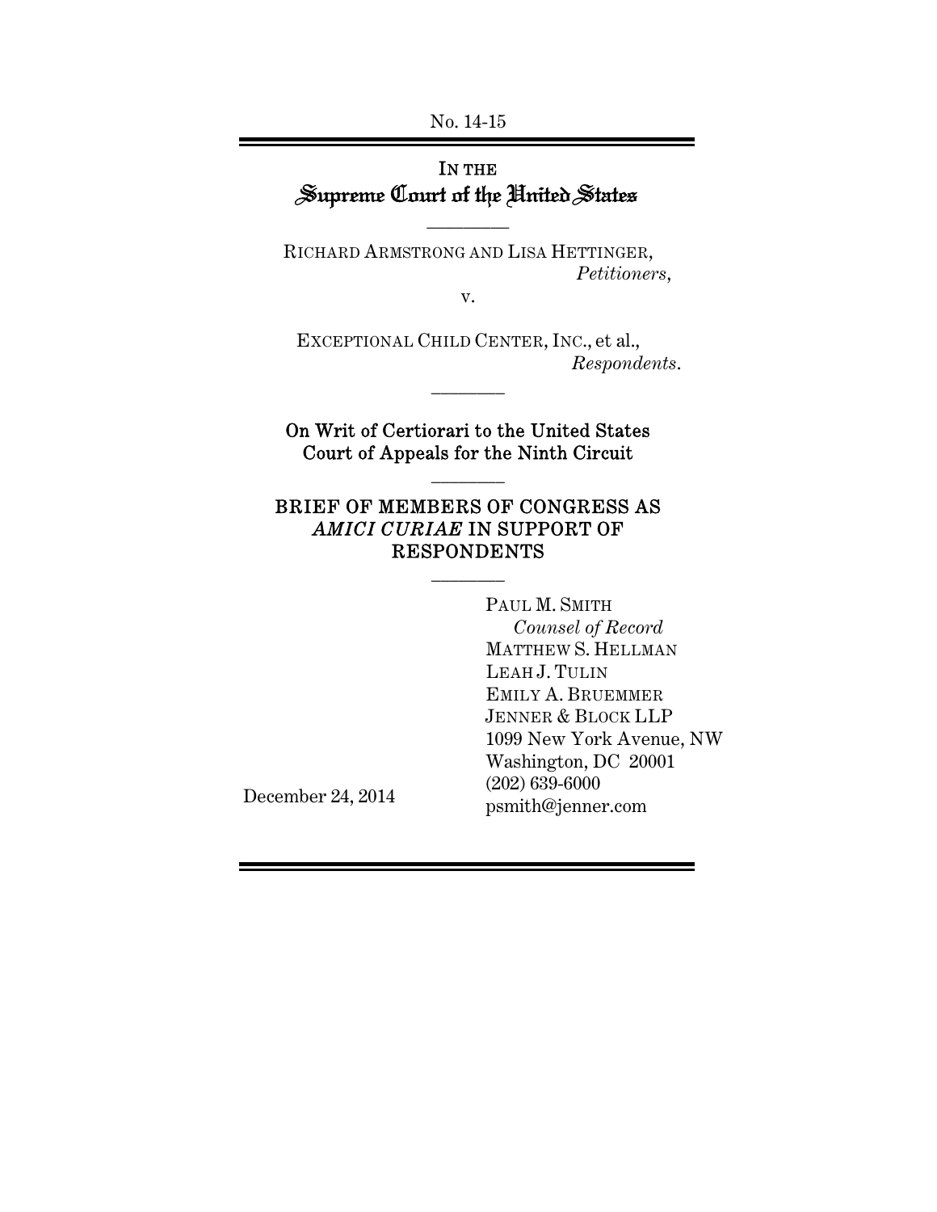No. 14-15

# IN THE Supreme Court of the United States

---

RICHARD ARMSTRONG AND LISA HETTINGER,
*Petitioners*,

v.

EXCEPTIONAL CHILD CENTER, INC., et al.,
*Respondents*.

---

**On Writ of Certiorari to the United States Court of Appeals for the Ninth Circuit**

---

## BRIEF OF MEMBERS OF CONGRESS AS *AMICI CURIAE* IN SUPPORT OF RESPONDENTS

---

PAUL M. SMITH
*Counsel of Record*
MATTHEW S. HELLMAN
LEAH J. TULIN
EMILY A. BRUEMMER
JENNER & BLOCK LLP
1099 New York Avenue, NW
Washington, DC 20001
(202) 639-6000
psmith@jenner.com

December 24, 2014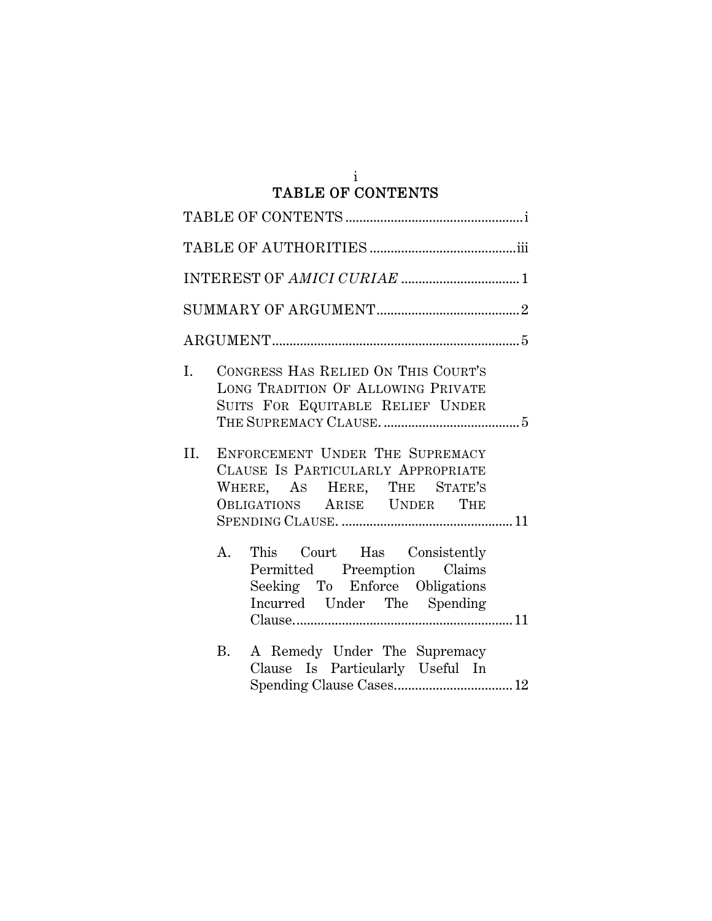# TABLE OF CONTENTS

TABLE OF CONTENTS .................................................. i

TABLE OF AUTHORITIES .......................................... iii

INTEREST OF *AMICI CURIAE* .................................. 1

SUMMARY OF ARGUMENT......................................... 2

ARGUMENT....................................................................... 5

I. CONGRESS HAS RELIED ON THIS COURT'S LONG TRADITION OF ALLOWING PRIVATE SUITS FOR EQUITABLE RELIEF UNDER THE SUPREMACY CLAUSE. ....................................... 5

II. ENFORCEMENT UNDER THE SUPREMACY CLAUSE IS PARTICULARLY APPROPRIATE WHERE, AS HERE, THE STATE'S OBLIGATIONS ARISE UNDER THE SPENDING CLAUSE. ................................................. 11

   A. This Court Has Consistently Permitted Preemption Claims Seeking To Enforce Obligations Incurred Under The Spending Clause.............................................................. 11

   B. A Remedy Under The Supremacy Clause Is Particularly Useful In Spending Clause Cases.................................. 12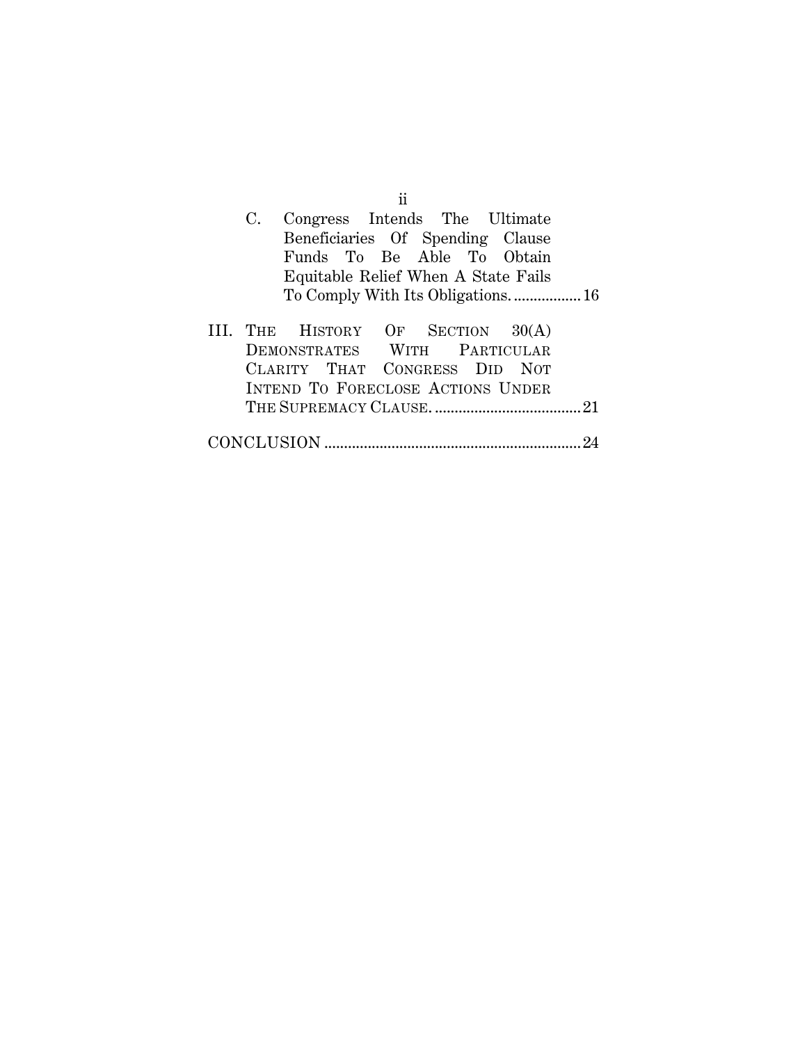C. Congress Intends The Ultimate Beneficiaries Of Spending Clause Funds To Be Able To Obtain Equitable Relief When A State Fails To Comply With Its Obligations. ................. 16

III. THE HISTORY OF SECTION 30(A) DEMONSTRATES WITH PARTICULAR CLARITY THAT CONGRESS DID NOT INTEND TO FORECLOSE ACTIONS UNDER THE SUPREMACY CLAUSE. ..................................... 21

CONCLUSION ................................................................ 24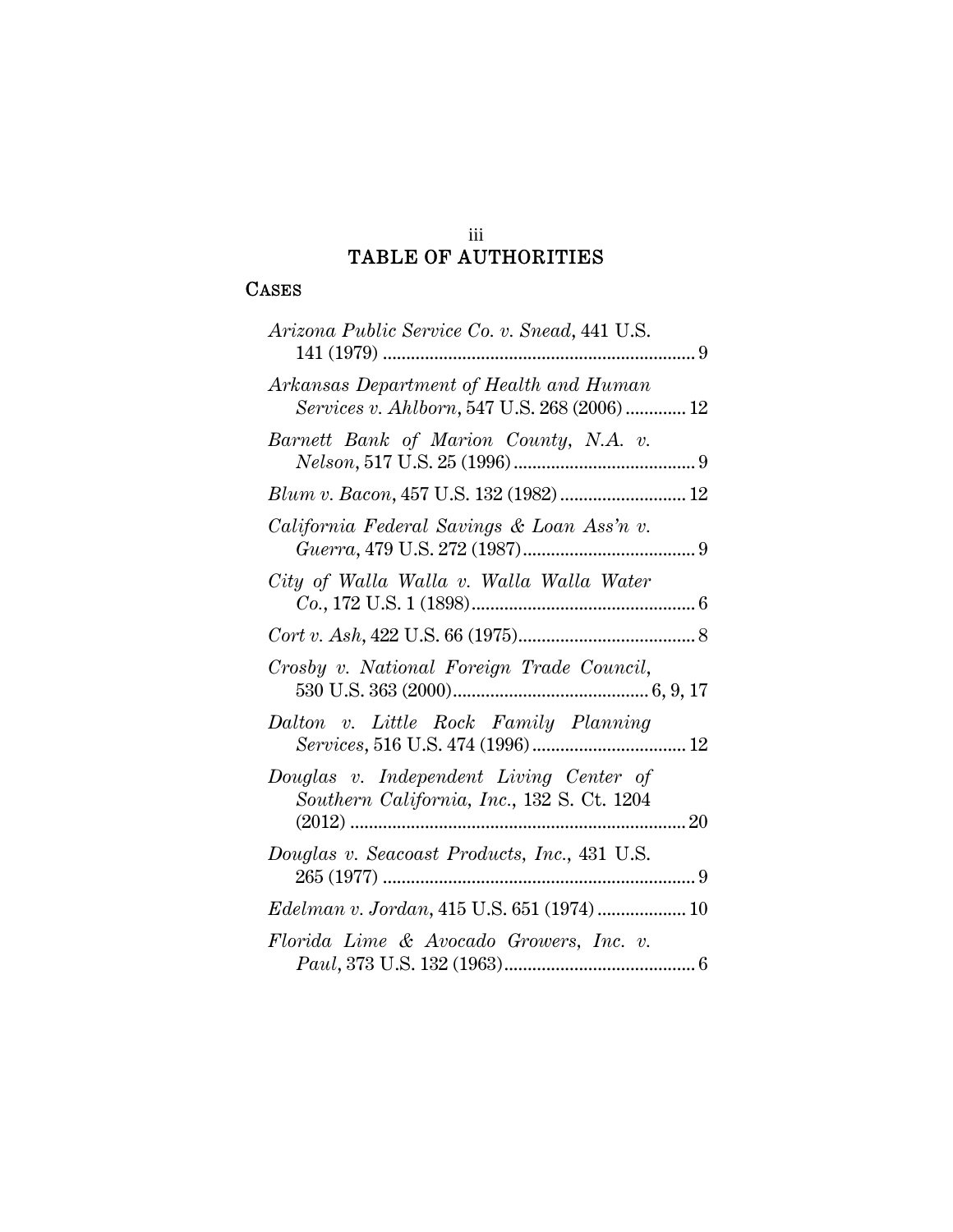# TABLE OF AUTHORITIES

## CASES

*Arizona Public Service Co. v. Snead*, 441 U.S. 141 (1979) .................................................................. 9

*Arkansas Department of Health and Human Services v. Ahlborn*, 547 U.S. 268 (2006) ............. 12

*Barnett Bank of Marion County, N.A. v. Nelson*, 517 U.S. 25 (1996) ....................................... 9

*Blum v. Bacon*, 457 U.S. 132 (1982) ........................... 12

*California Federal Savings & Loan Ass'n v. Guerra*, 479 U.S. 272 (1987) ..................................... 9

*City of Walla Walla v. Walla Walla Water Co.*, 172 U.S. 1 (1898) ................................................ 6

*Cort v. Ash*, 422 U.S. 66 (1975) ...................................... 8

*Crosby v. National Foreign Trade Council*, 530 U.S. 363 (2000) ........................................... 6, 9, 17

*Dalton v. Little Rock Family Planning Services*, 516 U.S. 474 (1996) ................................. 12

*Douglas v. Independent Living Center of Southern California, Inc.*, 132 S. Ct. 1204 (2012) ........................................................................ 20

*Douglas v. Seacoast Products, Inc.*, 431 U.S. 265 (1977) .................................................................. 9

*Edelman v. Jordan*, 415 U.S. 651 (1974) ................... 10

*Florida Lime & Avocado Growers, Inc. v. Paul*, 373 U.S. 132 (1963) ......................................... 6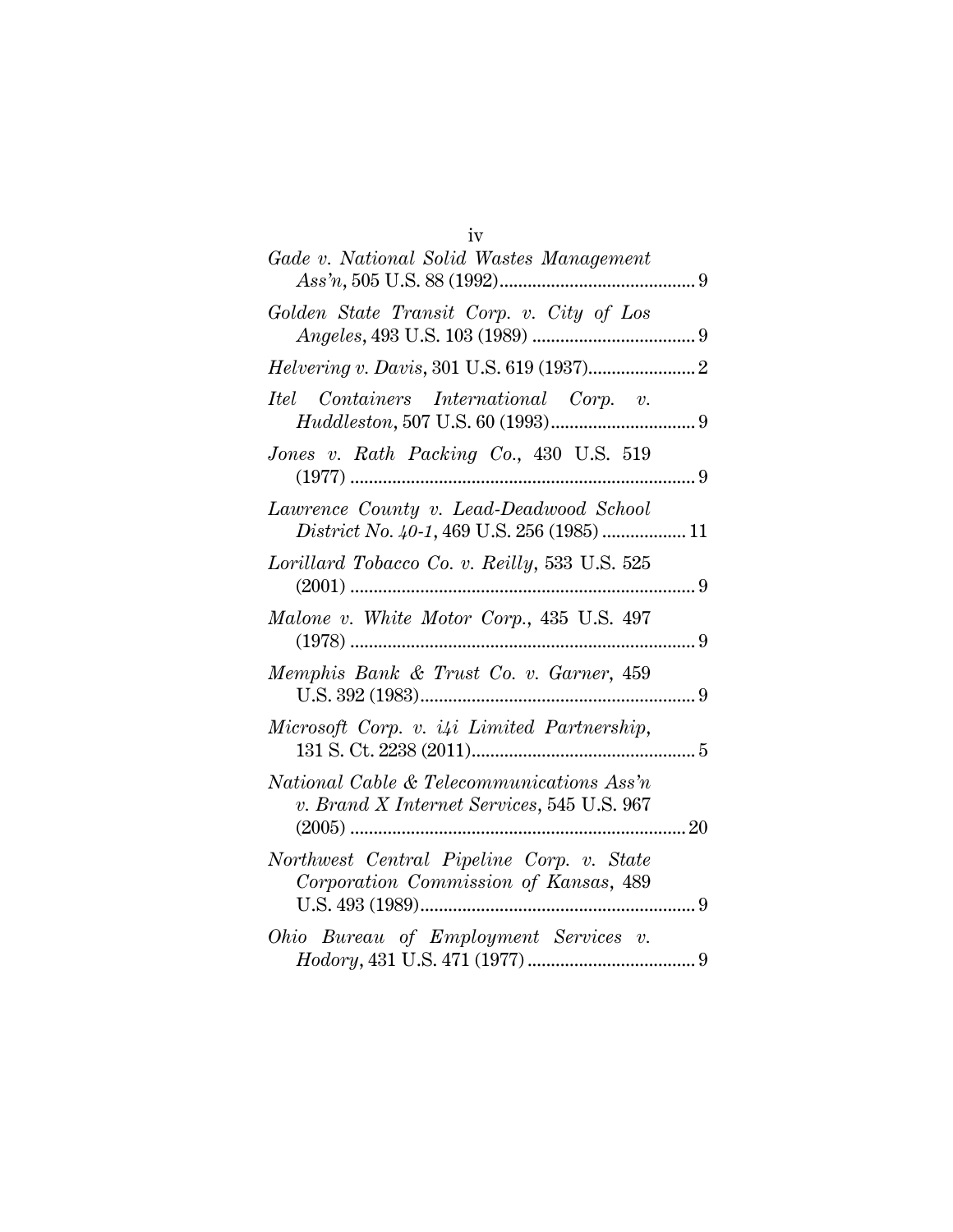*Gade v. National Solid Wastes Management Ass'n*, 505 U.S. 88 (1992) .......................................... 9

*Golden State Transit Corp. v. City of Los Angeles*, 493 U.S. 103 (1989) .................................. 9

*Helvering v. Davis*, 301 U.S. 619 (1937) ...................... 2

*Itel Containers International Corp. v. Huddleston*, 507 U.S. 60 (1993) ............................... 9

*Jones v. Rath Packing Co.*, 430 U.S. 519 (1977) .......................................................................... 9

*Lawrence County v. Lead-Deadwood School District No. 40-1*, 469 U.S. 256 (1985) .................. 11

*Lorillard Tobacco Co. v. Reilly*, 533 U.S. 525 (2001) .......................................................................... 9

*Malone v. White Motor Corp.*, 435 U.S. 497 (1978) .......................................................................... 9

*Memphis Bank & Trust Co. v. Garner*, 459 U.S. 392 (1983) ........................................................... 9

*Microsoft Corp. v. i4i Limited Partnership*, 131 S. Ct. 2238 (2011) ................................................ 5

*National Cable & Telecommunications Ass'n v. Brand X Internet Services*, 545 U.S. 967 (2005) ........................................................................ 20

*Northwest Central Pipeline Corp. v. State Corporation Commission of Kansas*, 489 U.S. 493 (1989) ........................................................... 9

*Ohio Bureau of Employment Services v. Hodory*, 431 U.S. 471 (1977) .................................... 9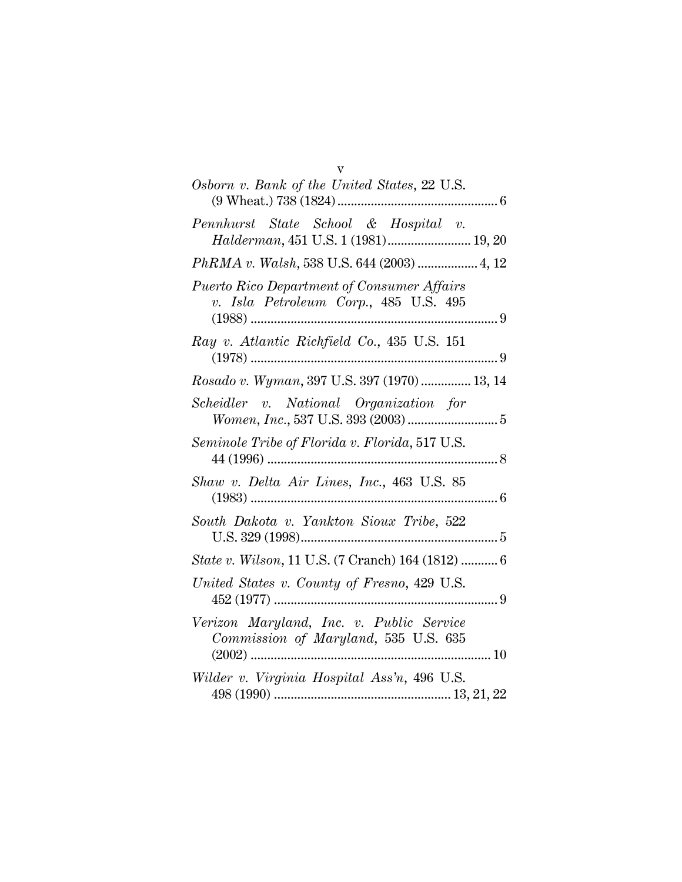*Osborn v. Bank of the United States*, 22 U.S. (9 Wheat.) 738 (1824) ................................................ 6

*Pennhurst State School & Hospital v. Halderman*, 451 U.S. 1 (1981) ......................... 19, 20

*PhRMA v. Walsh*, 538 U.S. 644 (2003) .................. 4, 12

*Puerto Rico Department of Consumer Affairs v. Isla Petroleum Corp.*, 485 U.S. 495 (1988) .......................................................................... 9

*Ray v. Atlantic Richfield Co.*, 435 U.S. 151 (1978) .......................................................................... 9

*Rosado v. Wyman*, 397 U.S. 397 (1970) ............... 13, 14

*Scheidler v. National Organization for Women, Inc.*, 537 U.S. 393 (2003) ........................... 5

*Seminole Tribe of Florida v. Florida*, 517 U.S. 44 (1996) ..................................................................... 8

*Shaw v. Delta Air Lines, Inc.*, 463 U.S. 85 (1983) .......................................................................... 6

*South Dakota v. Yankton Sioux Tribe*, 522 U.S. 329 (1998)........................................................... 5

*State v. Wilson*, 11 U.S. (7 Cranch) 164 (1812) ........... 6

*United States v. County of Fresno*, 429 U.S. 452 (1977) ................................................................... 9

*Verizon Maryland, Inc. v. Public Service Commission of Maryland*, 535 U.S. 635 (2002) ........................................................................ 10

*Wilder v. Virginia Hospital Ass'n*, 496 U.S. 498 (1990) ..................................................... 13, 21, 22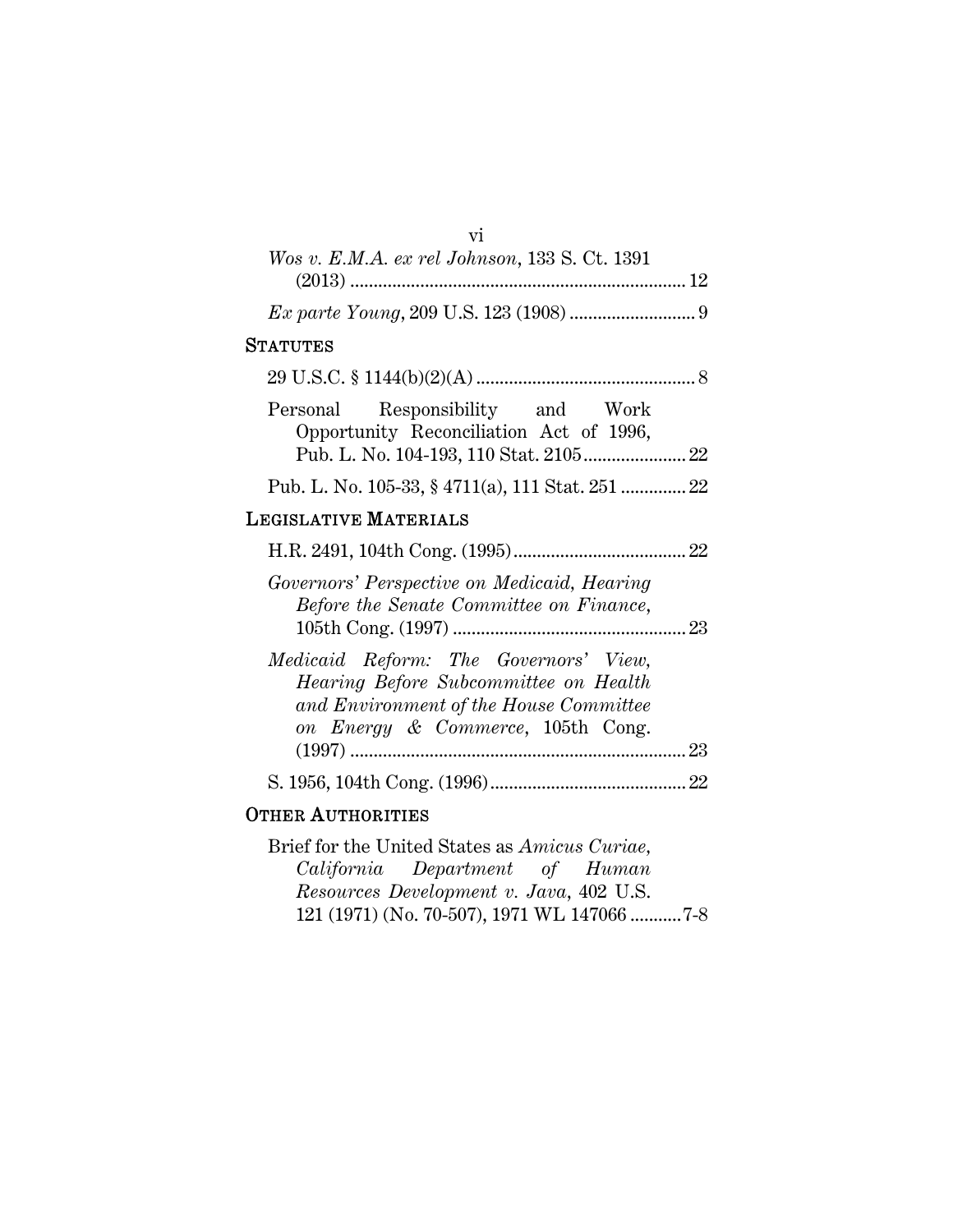*Wos v. E.M.A. ex rel Johnson*, 133 S. Ct. 1391 (2013) ........................................................................ 12

*Ex parte Young*, 209 U.S. 123 (1908) ........................... 9

## STATUTES

29 U.S.C. § 1144(b)(2)(A) ............................................... 8

Personal Responsibility and Work Opportunity Reconciliation Act of 1996, Pub. L. No. 104-193, 110 Stat. 2105...................... 22

Pub. L. No. 105-33, § 4711(a), 111 Stat. 251 .............. 22

## LEGISLATIVE MATERIALS

H.R. 2491, 104th Cong. (1995)..................................... 22

*Governors' Perspective on Medicaid, Hearing Before the Senate Committee on Finance*, 105th Cong. (1997) .................................................. 23

*Medicaid Reform: The Governors' View, Hearing Before Subcommittee on Health and Environment of the House Committee on Energy & Commerce*, 105th Cong. (1997) ........................................................................ 23

S. 1956, 104th Cong. (1996).......................................... 22

## OTHER AUTHORITIES

Brief for the United States as *Amicus Curiae, California Department of Human Resources Development v. Java*, 402 U.S. 121 (1971) (No. 70-507), 1971 WL 147066 ...........7-8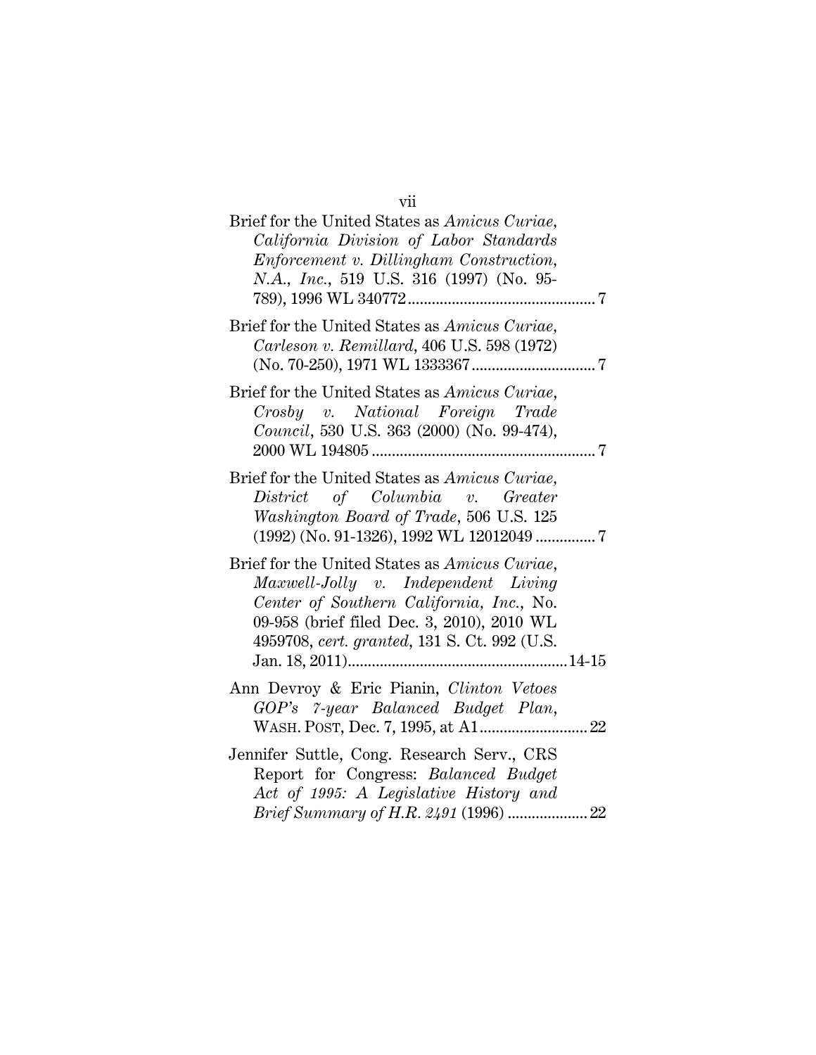Brief for the United States as *Amicus Curiae*, *California Division of Labor Standards Enforcement v. Dillingham Construction, N.A., Inc.*, 519 U.S. 316 (1997) (No. 95-789), 1996 WL 340772 .............................................. 7

Brief for the United States as *Amicus Curiae*, *Carleson v. Remillard*, 406 U.S. 598 (1972) (No. 70-250), 1971 WL 1333367 .............................. 7

Brief for the United States as *Amicus Curiae*, *Crosby v. National Foreign Trade Council*, 530 U.S. 363 (2000) (No. 99-474), 2000 WL 194805 ........................................................ 7

Brief for the United States as *Amicus Curiae*, *District of Columbia v. Greater Washington Board of Trade*, 506 U.S. 125 (1992) (No. 91-1326), 1992 WL 12012049 ............... 7

Brief for the United States as *Amicus Curiae*, *Maxwell-Jolly v. Independent Living Center of Southern California, Inc.*, No. 09-958 (brief filed Dec. 3, 2010), 2010 WL 4959708, *cert. granted*, 131 S. Ct. 992 (U.S. Jan. 18, 2011) ...................................................... 14-15

Ann Devroy & Eric Pianin, *Clinton Vetoes GOP's 7-year Balanced Budget Plan*, WASH. POST, Dec. 7, 1995, at A1 .......................... 22

Jennifer Suttle, Cong. Research Serv., CRS Report for Congress: *Balanced Budget Act of 1995: A Legislative History and Brief Summary of H.R. 2491* (1996) .................... 22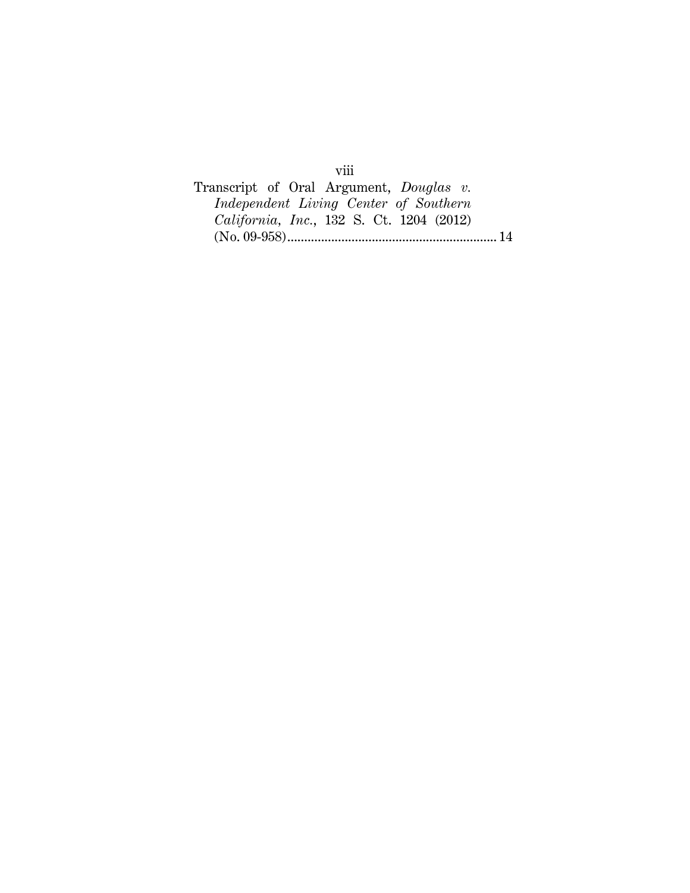Transcript of Oral Argument, *Douglas v. Independent Living Center of Southern California, Inc.*, 132 S. Ct. 1204 (2012) (No. 09-958)............................................................. 14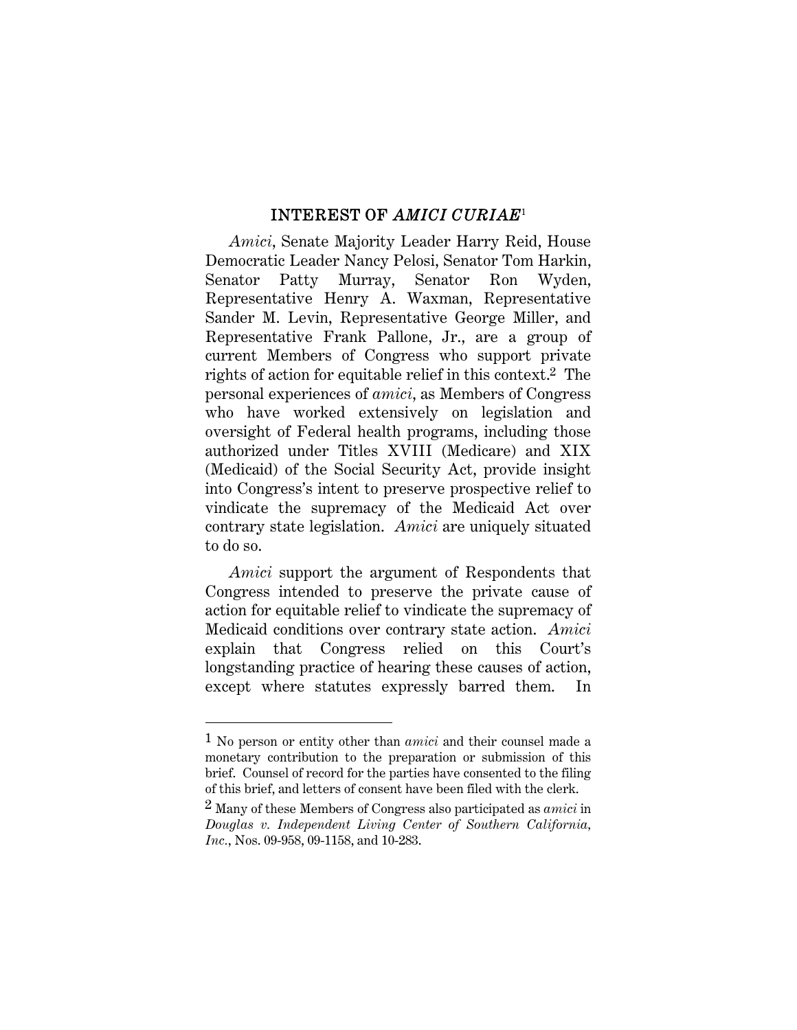## INTEREST OF *AMICI CURIAE*[1]

*Amici*, Senate Majority Leader Harry Reid, House Democratic Leader Nancy Pelosi, Senator Tom Harkin, Senator Patty Murray, Senator Ron Wyden, Representative Henry A. Waxman, Representative Sander M. Levin, Representative George Miller, and Representative Frank Pallone, Jr., are a group of current Members of Congress who support private rights of action for equitable relief in this context.[2] The personal experiences of *amici*, as Members of Congress who have worked extensively on legislation and oversight of Federal health programs, including those authorized under Titles XVIII (Medicare) and XIX (Medicaid) of the Social Security Act, provide insight into Congress's intent to preserve prospective relief to vindicate the supremacy of the Medicaid Act over contrary state legislation. *Amici* are uniquely situated to do so.

*Amici* support the argument of Respondents that Congress intended to preserve the private cause of action for equitable relief to vindicate the supremacy of Medicaid conditions over contrary state action. *Amici* explain that Congress relied on this Court's longstanding practice of hearing these causes of action, except where statutes expressly barred them. In

---

[1] No person or entity other than *amici* and their counsel made a monetary contribution to the preparation or submission of this brief. Counsel of record for the parties have consented to the filing of this brief, and letters of consent have been filed with the clerk.

[2] Many of these Members of Congress also participated as *amici* in *Douglas v. Independent Living Center of Southern California, Inc.*, Nos. 09-958, 09-1158, and 10-283.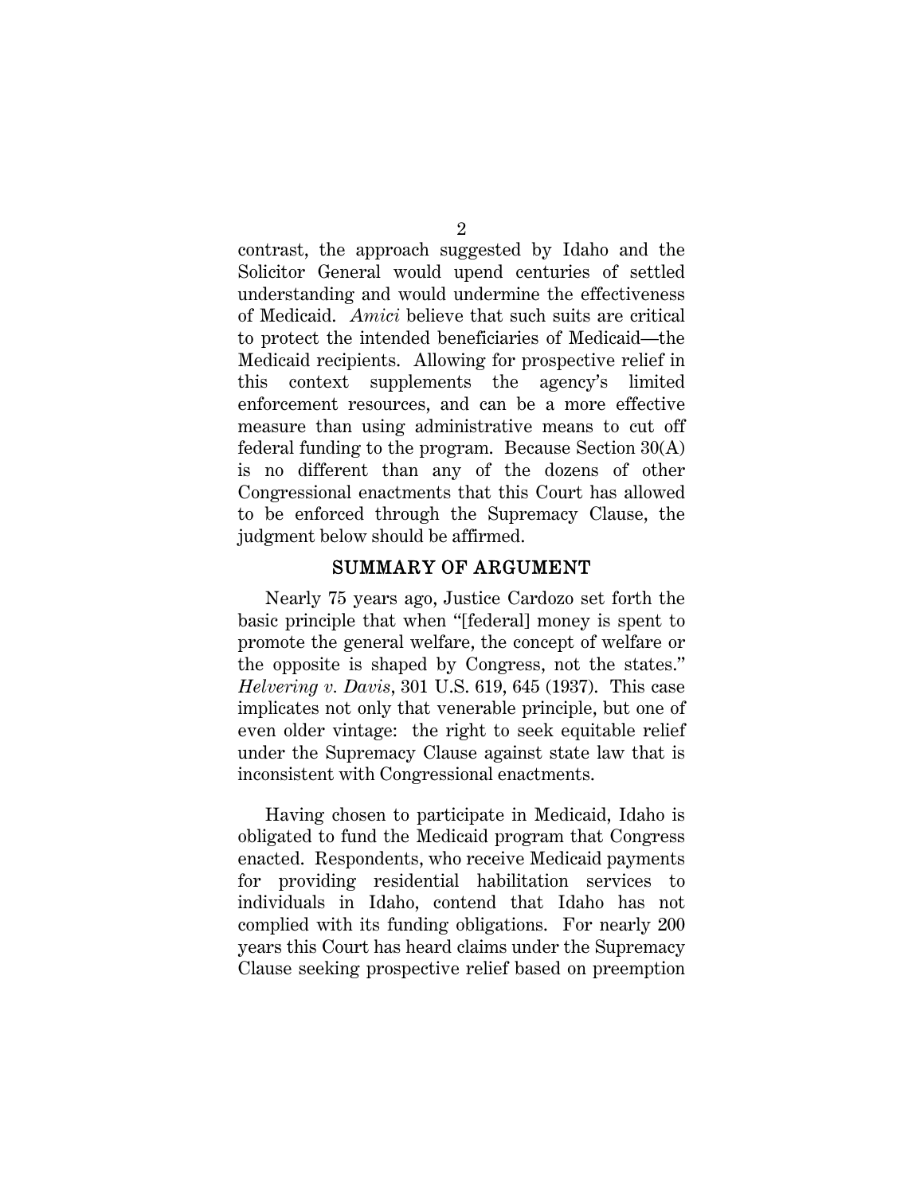contrast, the approach suggested by Idaho and the Solicitor General would upend centuries of settled understanding and would undermine the effectiveness of Medicaid. *Amici* believe that such suits are critical to protect the intended beneficiaries of Medicaid—the Medicaid recipients. Allowing for prospective relief in this context supplements the agency's limited enforcement resources, and can be a more effective measure than using administrative means to cut off federal funding to the program. Because Section 30(A) is no different than any of the dozens of other Congressional enactments that this Court has allowed to be enforced through the Supremacy Clause, the judgment below should be affirmed.

## SUMMARY OF ARGUMENT

Nearly 75 years ago, Justice Cardozo set forth the basic principle that when "[federal] money is spent to promote the general welfare, the concept of welfare or the opposite is shaped by Congress, not the states." *Helvering v. Davis*, 301 U.S. 619, 645 (1937). This case implicates not only that venerable principle, but one of even older vintage: the right to seek equitable relief under the Supremacy Clause against state law that is inconsistent with Congressional enactments.

Having chosen to participate in Medicaid, Idaho is obligated to fund the Medicaid program that Congress enacted. Respondents, who receive Medicaid payments for providing residential habilitation services to individuals in Idaho, contend that Idaho has not complied with its funding obligations. For nearly 200 years this Court has heard claims under the Supremacy Clause seeking prospective relief based on preemption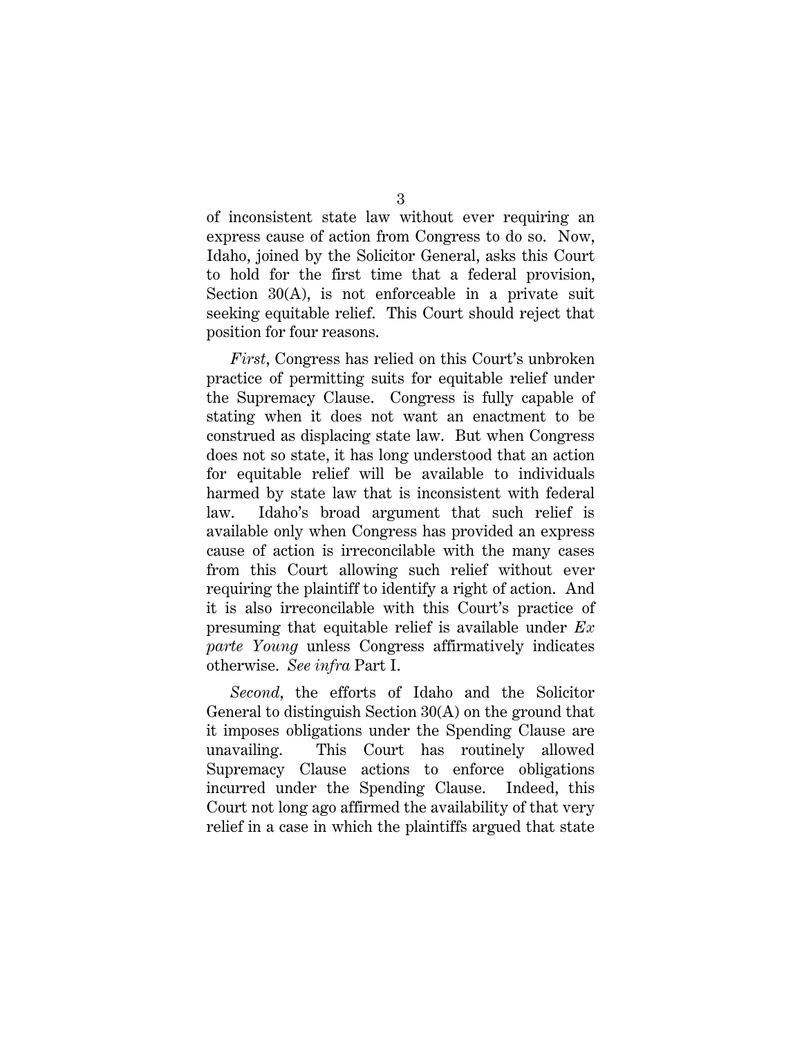of inconsistent state law without ever requiring an express cause of action from Congress to do so. Now, Idaho, joined by the Solicitor General, asks this Court to hold for the first time that a federal provision, Section 30(A), is not enforceable in a private suit seeking equitable relief. This Court should reject that position for four reasons.

*First*, Congress has relied on this Court's unbroken practice of permitting suits for equitable relief under the Supremacy Clause. Congress is fully capable of stating when it does not want an enactment to be construed as displacing state law. But when Congress does not so state, it has long understood that an action for equitable relief will be available to individuals harmed by state law that is inconsistent with federal law. Idaho's broad argument that such relief is available only when Congress has provided an express cause of action is irreconcilable with the many cases from this Court allowing such relief without ever requiring the plaintiff to identify a right of action. And it is also irreconcilable with this Court's practice of presuming that equitable relief is available under *Ex parte Young* unless Congress affirmatively indicates otherwise. *See infra* Part I.

*Second*, the efforts of Idaho and the Solicitor General to distinguish Section 30(A) on the ground that it imposes obligations under the Spending Clause are unavailing. This Court has routinely allowed Supremacy Clause actions to enforce obligations incurred under the Spending Clause. Indeed, this Court not long ago affirmed the availability of that very relief in a case in which the plaintiffs argued that state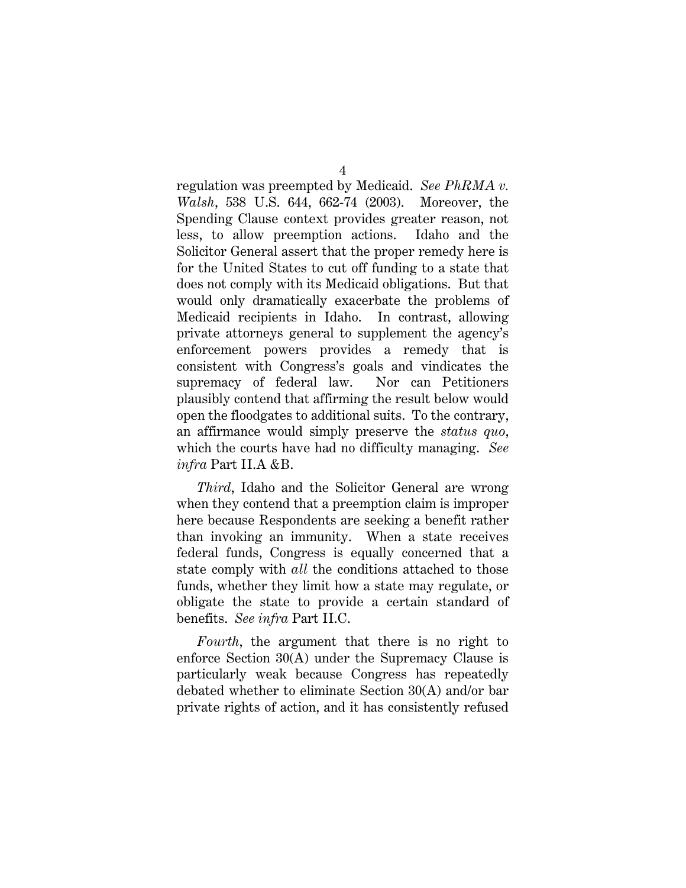regulation was preempted by Medicaid. *See PhRMA v. Walsh*, 538 U.S. 644, 662-74 (2003). Moreover, the Spending Clause context provides greater reason, not less, to allow preemption actions. Idaho and the Solicitor General assert that the proper remedy here is for the United States to cut off funding to a state that does not comply with its Medicaid obligations. But that would only dramatically exacerbate the problems of Medicaid recipients in Idaho. In contrast, allowing private attorneys general to supplement the agency's enforcement powers provides a remedy that is consistent with Congress's goals and vindicates the supremacy of federal law. Nor can Petitioners plausibly contend that affirming the result below would open the floodgates to additional suits. To the contrary, an affirmance would simply preserve the *status quo*, which the courts have had no difficulty managing. *See infra* Part II.A &B.

*Third*, Idaho and the Solicitor General are wrong when they contend that a preemption claim is improper here because Respondents are seeking a benefit rather than invoking an immunity. When a state receives federal funds, Congress is equally concerned that a state comply with *all* the conditions attached to those funds, whether they limit how a state may regulate, or obligate the state to provide a certain standard of benefits. *See infra* Part II.C.

*Fourth*, the argument that there is no right to enforce Section 30(A) under the Supremacy Clause is particularly weak because Congress has repeatedly debated whether to eliminate Section 30(A) and/or bar private rights of action, and it has consistently refused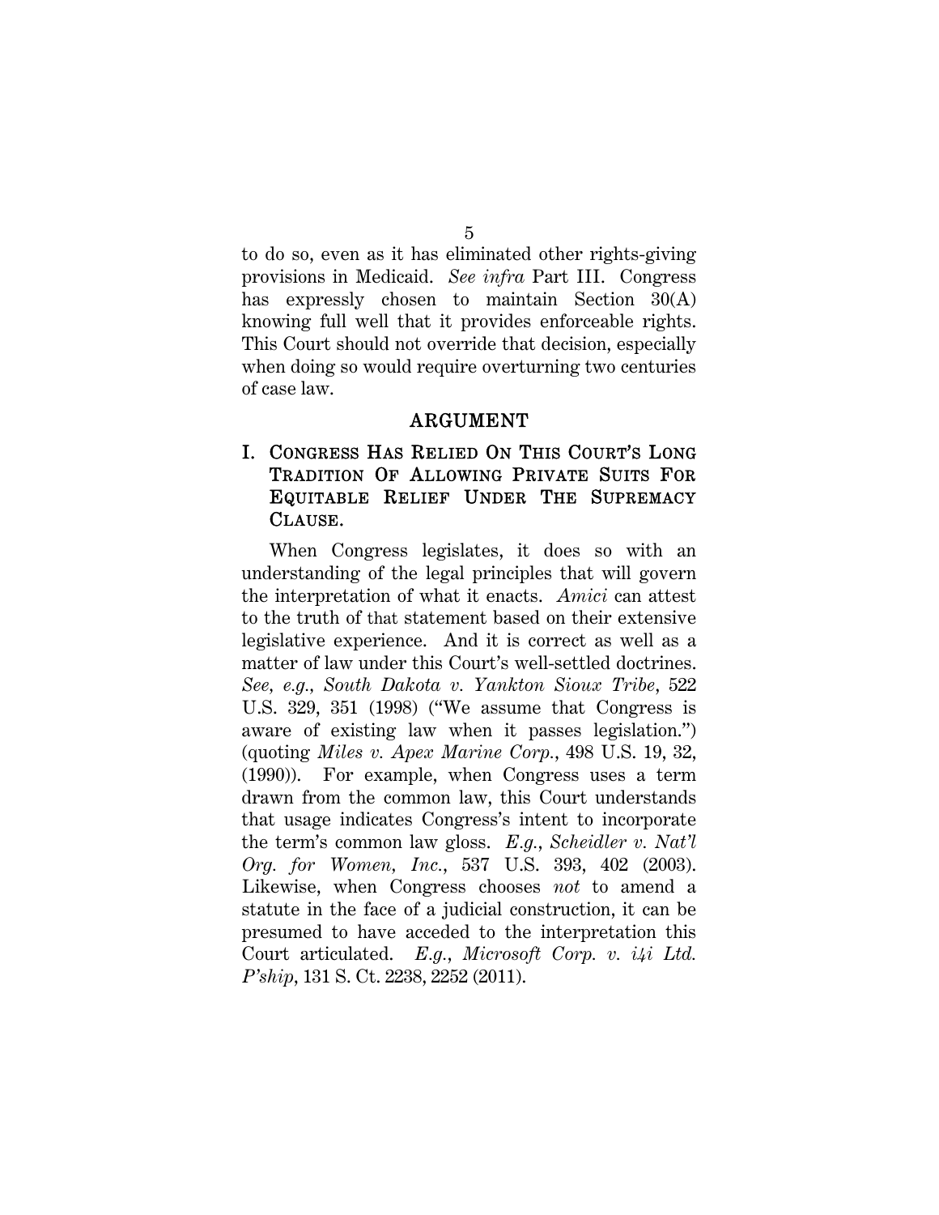to do so, even as it has eliminated other rights-giving provisions in Medicaid. *See infra* Part III. Congress has expressly chosen to maintain Section 30(A) knowing full well that it provides enforceable rights. This Court should not override that decision, especially when doing so would require overturning two centuries of case law.

## ARGUMENT

### I. CONGRESS HAS RELIED ON THIS COURT'S LONG TRADITION OF ALLOWING PRIVATE SUITS FOR EQUITABLE RELIEF UNDER THE SUPREMACY CLAUSE.

When Congress legislates, it does so with an understanding of the legal principles that will govern the interpretation of what it enacts. *Amici* can attest to the truth of that statement based on their extensive legislative experience. And it is correct as well as a matter of law under this Court's well-settled doctrines. *See, e.g., South Dakota v. Yankton Sioux Tribe*, 522 U.S. 329, 351 (1998) ("We assume that Congress is aware of existing law when it passes legislation.") (quoting *Miles v. Apex Marine Corp.*, 498 U.S. 19, 32, (1990)). For example, when Congress uses a term drawn from the common law, this Court understands that usage indicates Congress's intent to incorporate the term's common law gloss. *E.g., Scheidler v. Nat'l Org. for Women, Inc.*, 537 U.S. 393, 402 (2003). Likewise, when Congress chooses *not* to amend a statute in the face of a judicial construction, it can be presumed to have acceded to the interpretation this Court articulated. *E.g., Microsoft Corp. v. i4i Ltd. P'ship*, 131 S. Ct. 2238, 2252 (2011).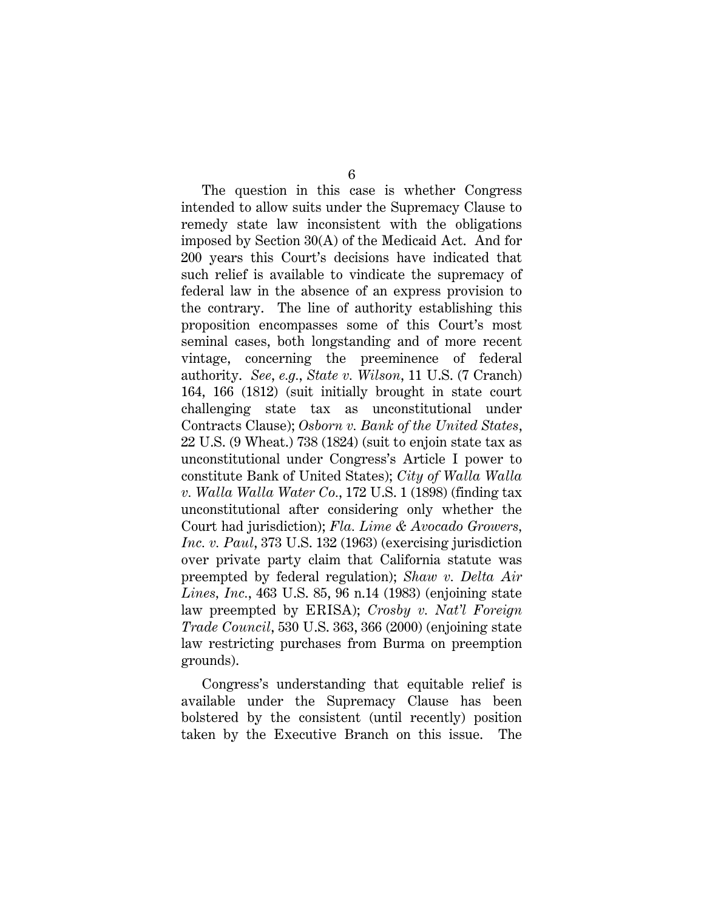The question in this case is whether Congress intended to allow suits under the Supremacy Clause to remedy state law inconsistent with the obligations imposed by Section 30(A) of the Medicaid Act. And for 200 years this Court's decisions have indicated that such relief is available to vindicate the supremacy of federal law in the absence of an express provision to the contrary. The line of authority establishing this proposition encompasses some of this Court's most seminal cases, both longstanding and of more recent vintage, concerning the preeminence of federal authority. *See, e.g.*, *State v. Wilson*, 11 U.S. (7 Cranch) 164, 166 (1812) (suit initially brought in state court challenging state tax as unconstitutional under Contracts Clause); *Osborn v. Bank of the United States*, 22 U.S. (9 Wheat.) 738 (1824) (suit to enjoin state tax as unconstitutional under Congress's Article I power to constitute Bank of United States); *City of Walla Walla v. Walla Walla Water Co.*, 172 U.S. 1 (1898) (finding tax unconstitutional after considering only whether the Court had jurisdiction); *Fla. Lime & Avocado Growers, Inc. v. Paul*, 373 U.S. 132 (1963) (exercising jurisdiction over private party claim that California statute was preempted by federal regulation); *Shaw v. Delta Air Lines, Inc.*, 463 U.S. 85, 96 n.14 (1983) (enjoining state law preempted by ERISA); *Crosby v. Nat'l Foreign Trade Council*, 530 U.S. 363, 366 (2000) (enjoining state law restricting purchases from Burma on preemption grounds).

Congress's understanding that equitable relief is available under the Supremacy Clause has been bolstered by the consistent (until recently) position taken by the Executive Branch on this issue. The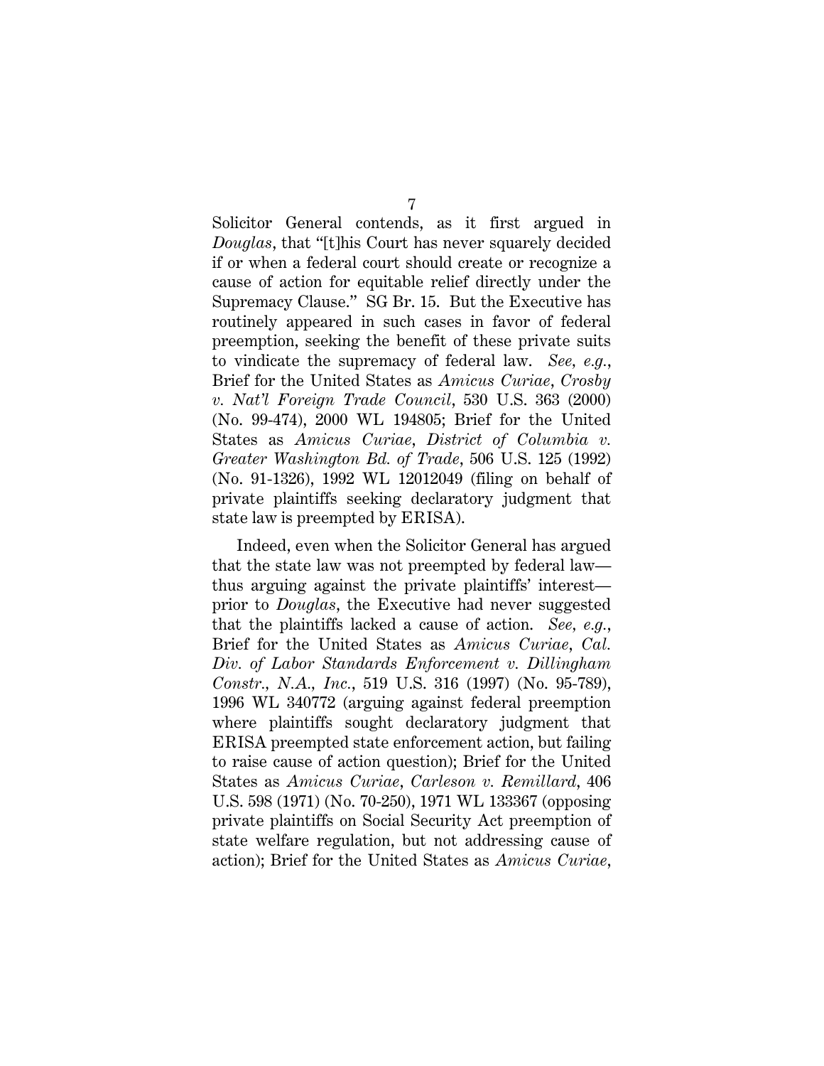Solicitor General contends, as it first argued in *Douglas*, that "[t]his Court has never squarely decided if or when a federal court should create or recognize a cause of action for equitable relief directly under the Supremacy Clause." SG Br. 15. But the Executive has routinely appeared in such cases in favor of federal preemption, seeking the benefit of these private suits to vindicate the supremacy of federal law. *See, e.g.*, Brief for the United States as *Amicus Curiae*, *Crosby v. Nat'l Foreign Trade Council*, 530 U.S. 363 (2000) (No. 99-474), 2000 WL 194805; Brief for the United States as *Amicus Curiae*, *District of Columbia v. Greater Washington Bd. of Trade*, 506 U.S. 125 (1992) (No. 91-1326), 1992 WL 12012049 (filing on behalf of private plaintiffs seeking declaratory judgment that state law is preempted by ERISA).

Indeed, even when the Solicitor General has argued that the state law was not preempted by federal law—thus arguing against the private plaintiffs' interest—prior to *Douglas*, the Executive had never suggested that the plaintiffs lacked a cause of action. *See, e.g.*, Brief for the United States as *Amicus Curiae*, *Cal. Div. of Labor Standards Enforcement v. Dillingham Constr., N.A., Inc.*, 519 U.S. 316 (1997) (No. 95-789), 1996 WL 340772 (arguing against federal preemption where plaintiffs sought declaratory judgment that ERISA preempted state enforcement action, but failing to raise cause of action question); Brief for the United States as *Amicus Curiae*, *Carleson v. Remillard*, 406 U.S. 598 (1971) (No. 70-250), 1971 WL 133367 (opposing private plaintiffs on Social Security Act preemption of state welfare regulation, but not addressing cause of action); Brief for the United States as *Amicus Curiae*,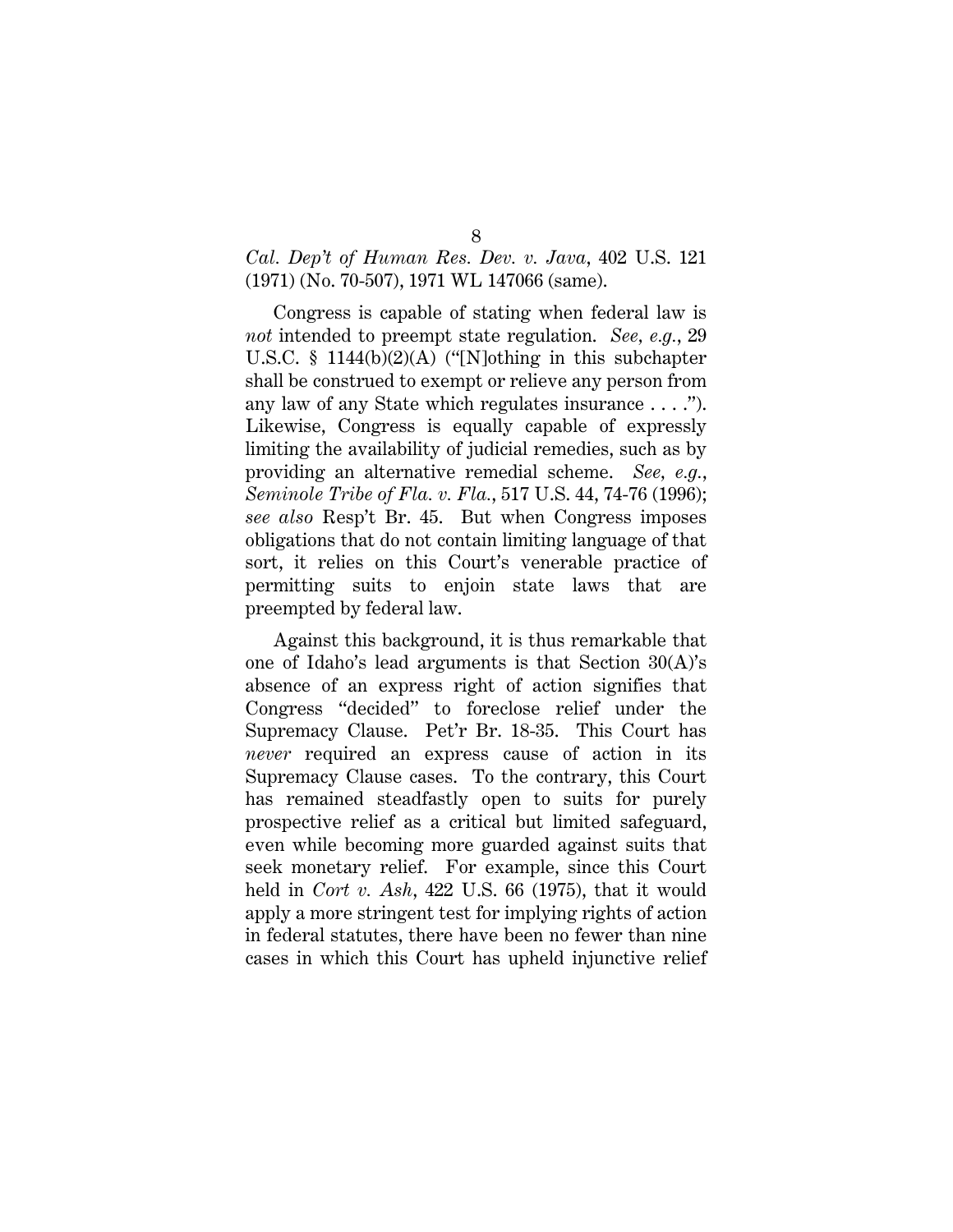*Cal. Dep't of Human Res. Dev. v. Java*, 402 U.S. 121 (1971) (No. 70-507), 1971 WL 147066 (same).

Congress is capable of stating when federal law is *not* intended to preempt state regulation. *See, e.g.*, 29 U.S.C. § 1144(b)(2)(A) ("[N]othing in this subchapter shall be construed to exempt or relieve any person from any law of any State which regulates insurance . . . ."). Likewise, Congress is equally capable of expressly limiting the availability of judicial remedies, such as by providing an alternative remedial scheme. *See, e.g.*, *Seminole Tribe of Fla. v. Fla.*, 517 U.S. 44, 74-76 (1996); *see also* Resp't Br. 45. But when Congress imposes obligations that do not contain limiting language of that sort, it relies on this Court's venerable practice of permitting suits to enjoin state laws that are preempted by federal law.

Against this background, it is thus remarkable that one of Idaho's lead arguments is that Section 30(A)'s absence of an express right of action signifies that Congress "decided" to foreclose relief under the Supremacy Clause. Pet'r Br. 18-35. This Court has *never* required an express cause of action in its Supremacy Clause cases. To the contrary, this Court has remained steadfastly open to suits for purely prospective relief as a critical but limited safeguard, even while becoming more guarded against suits that seek monetary relief. For example, since this Court held in *Cort v. Ash*, 422 U.S. 66 (1975), that it would apply a more stringent test for implying rights of action in federal statutes, there have been no fewer than nine cases in which this Court has upheld injunctive relief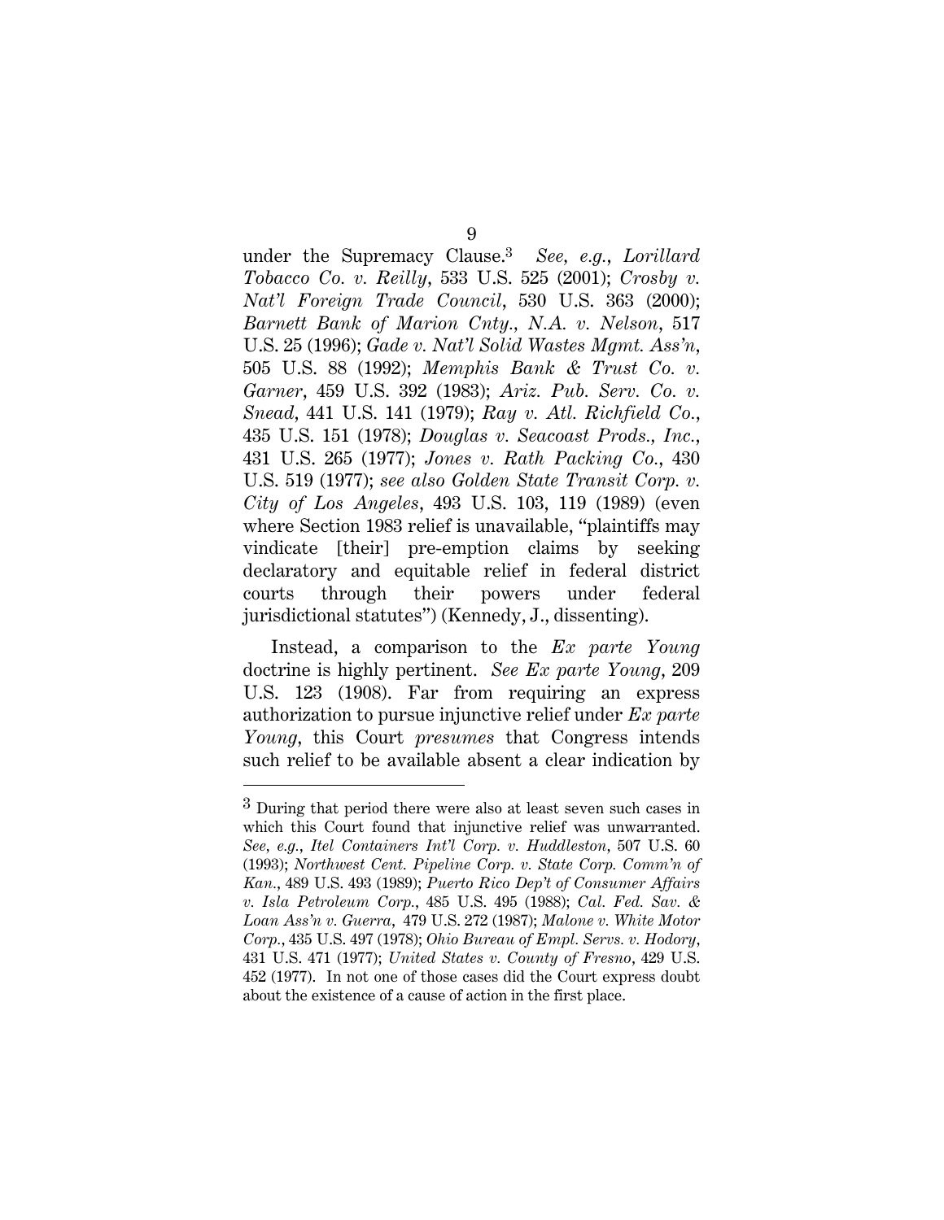under the Supremacy Clause.[3] *See, e.g.*, *Lorillard Tobacco Co. v. Reilly*, 533 U.S. 525 (2001); *Crosby v. Nat'l Foreign Trade Council*, 530 U.S. 363 (2000); *Barnett Bank of Marion Cnty., N.A. v. Nelson*, 517 U.S. 25 (1996); *Gade v. Nat'l Solid Wastes Mgmt. Ass'n*, 505 U.S. 88 (1992); *Memphis Bank & Trust Co. v. Garner*, 459 U.S. 392 (1983); *Ariz. Pub. Serv. Co. v. Snead*, 441 U.S. 141 (1979); *Ray v. Atl. Richfield Co.*, 435 U.S. 151 (1978); *Douglas v. Seacoast Prods., Inc.*, 431 U.S. 265 (1977); *Jones v. Rath Packing Co.*, 430 U.S. 519 (1977); *see also Golden State Transit Corp. v. City of Los Angeles*, 493 U.S. 103, 119 (1989) (even where Section 1983 relief is unavailable, "plaintiffs may vindicate [their] pre-emption claims by seeking declaratory and equitable relief in federal district courts through their powers under federal jurisdictional statutes") (Kennedy, J., dissenting).

Instead, a comparison to the *Ex parte Young* doctrine is highly pertinent. *See Ex parte Young*, 209 U.S. 123 (1908). Far from requiring an express authorization to pursue injunctive relief under *Ex parte Young*, this Court *presumes* that Congress intends such relief to be available absent a clear indication by

---

[3] During that period there were also at least seven such cases in which this Court found that injunctive relief was unwarranted. *See, e.g.*, *Itel Containers Int'l Corp. v. Huddleston*, 507 U.S. 60 (1993); *Northwest Cent. Pipeline Corp. v. State Corp. Comm'n of Kan.*, 489 U.S. 493 (1989); *Puerto Rico Dep't of Consumer Affairs v. Isla Petroleum Corp.*, 485 U.S. 495 (1988); *Cal. Fed. Sav. & Loan Ass'n v. Guerra*, 479 U.S. 272 (1987); *Malone v. White Motor Corp.*, 435 U.S. 497 (1978); *Ohio Bureau of Empl. Servs. v. Hodory*, 431 U.S. 471 (1977); *United States v. County of Fresno*, 429 U.S. 452 (1977). In not one of those cases did the Court express doubt about the existence of a cause of action in the first place.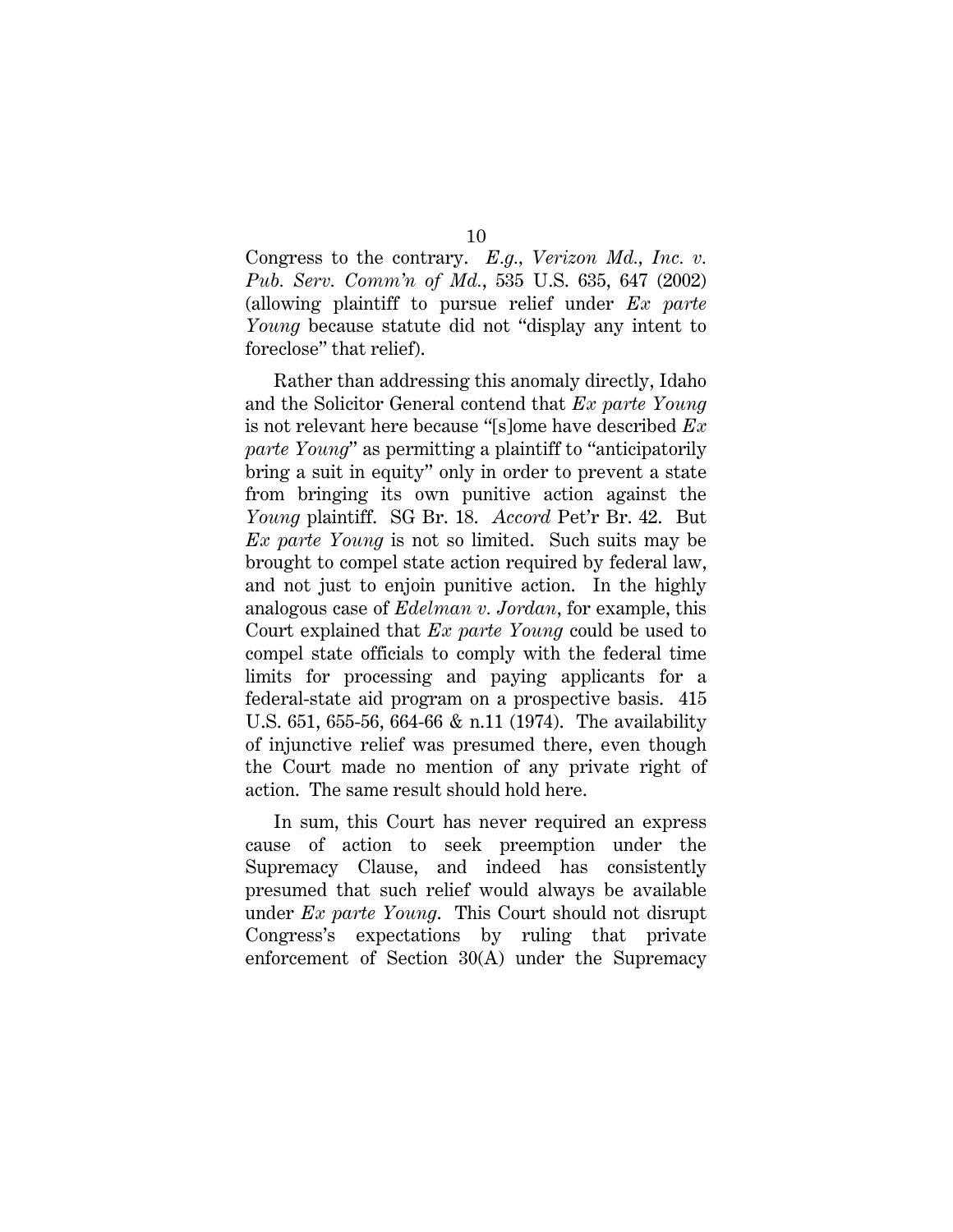Congress to the contrary. *E.g.*, *Verizon Md., Inc. v. Pub. Serv. Comm'n of Md.*, 535 U.S. 635, 647 (2002) (allowing plaintiff to pursue relief under *Ex parte Young* because statute did not "display any intent to foreclose" that relief).

Rather than addressing this anomaly directly, Idaho and the Solicitor General contend that *Ex parte Young* is not relevant here because "[s]ome have described *Ex parte Young*" as permitting a plaintiff to "anticipatorily bring a suit in equity" only in order to prevent a state from bringing its own punitive action against the *Young* plaintiff. SG Br. 18. *Accord* Pet'r Br. 42. But *Ex parte Young* is not so limited. Such suits may be brought to compel state action required by federal law, and not just to enjoin punitive action. In the highly analogous case of *Edelman v. Jordan*, for example, this Court explained that *Ex parte Young* could be used to compel state officials to comply with the federal time limits for processing and paying applicants for a federal-state aid program on a prospective basis. 415 U.S. 651, 655-56, 664-66 & n.11 (1974). The availability of injunctive relief was presumed there, even though the Court made no mention of any private right of action. The same result should hold here.

In sum, this Court has never required an express cause of action to seek preemption under the Supremacy Clause, and indeed has consistently presumed that such relief would always be available under *Ex parte Young*. This Court should not disrupt Congress's expectations by ruling that private enforcement of Section 30(A) under the Supremacy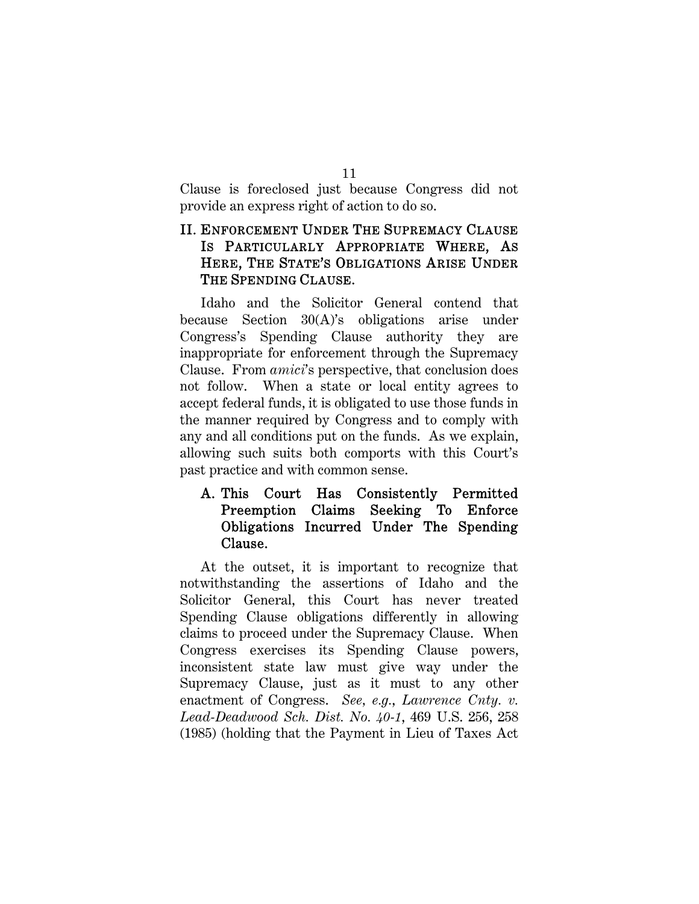Clause is foreclosed just because Congress did not provide an express right of action to do so.

## II. Enforcement Under The Supremacy Clause Is Particularly Appropriate Where, As Here, The State's Obligations Arise Under The Spending Clause.

Idaho and the Solicitor General contend that because Section 30(A)'s obligations arise under Congress's Spending Clause authority they are inappropriate for enforcement through the Supremacy Clause. From *amici*'s perspective, that conclusion does not follow. When a state or local entity agrees to accept federal funds, it is obligated to use those funds in the manner required by Congress and to comply with any and all conditions put on the funds. As we explain, allowing such suits both comports with this Court's past practice and with common sense.

### A. This Court Has Consistently Permitted Preemption Claims Seeking To Enforce Obligations Incurred Under The Spending Clause.

At the outset, it is important to recognize that notwithstanding the assertions of Idaho and the Solicitor General, this Court has never treated Spending Clause obligations differently in allowing claims to proceed under the Supremacy Clause. When Congress exercises its Spending Clause powers, inconsistent state law must give way under the Supremacy Clause, just as it must to any other enactment of Congress. *See, e.g.*, *Lawrence Cnty. v. Lead-Deadwood Sch. Dist. No. 40-1*, 469 U.S. 256, 258 (1985) (holding that the Payment in Lieu of Taxes Act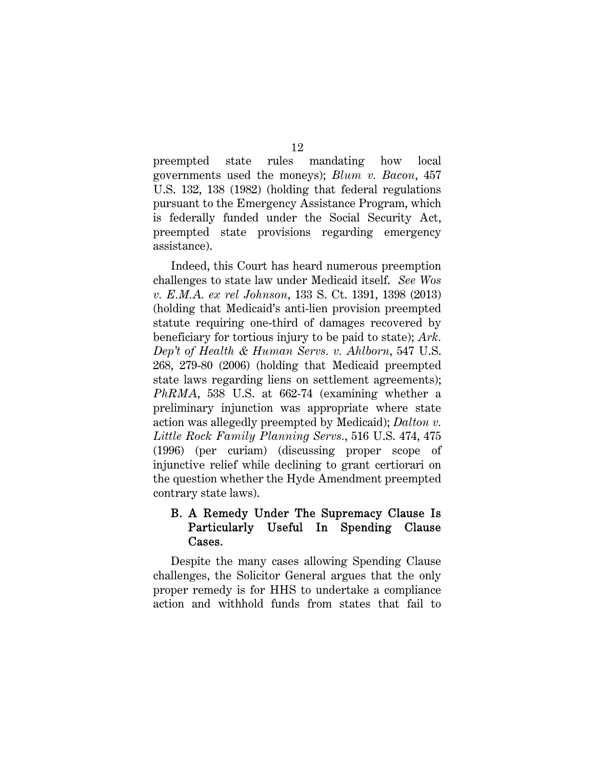preempted state rules mandating how local governments used the moneys); *Blum v. Bacon*, 457 U.S. 132, 138 (1982) (holding that federal regulations pursuant to the Emergency Assistance Program, which is federally funded under the Social Security Act, preempted state provisions regarding emergency assistance).

Indeed, this Court has heard numerous preemption challenges to state law under Medicaid itself. *See Wos v. E.M.A. ex rel Johnson*, 133 S. Ct. 1391, 1398 (2013) (holding that Medicaid's anti-lien provision preempted statute requiring one-third of damages recovered by beneficiary for tortious injury to be paid to state); *Ark. Dep't of Health & Human Servs. v. Ahlborn*, 547 U.S. 268, 279-80 (2006) (holding that Medicaid preempted state laws regarding liens on settlement agreements); *PhRMA*, 538 U.S. at 662-74 (examining whether a preliminary injunction was appropriate where state action was allegedly preempted by Medicaid); *Dalton v. Little Rock Family Planning Servs.*, 516 U.S. 474, 475 (1996) (per curiam) (discussing proper scope of injunctive relief while declining to grant certiorari on the question whether the Hyde Amendment preempted contrary state laws).

### B. A Remedy Under The Supremacy Clause Is Particularly Useful In Spending Clause Cases.

Despite the many cases allowing Spending Clause challenges, the Solicitor General argues that the only proper remedy is for HHS to undertake a compliance action and withhold funds from states that fail to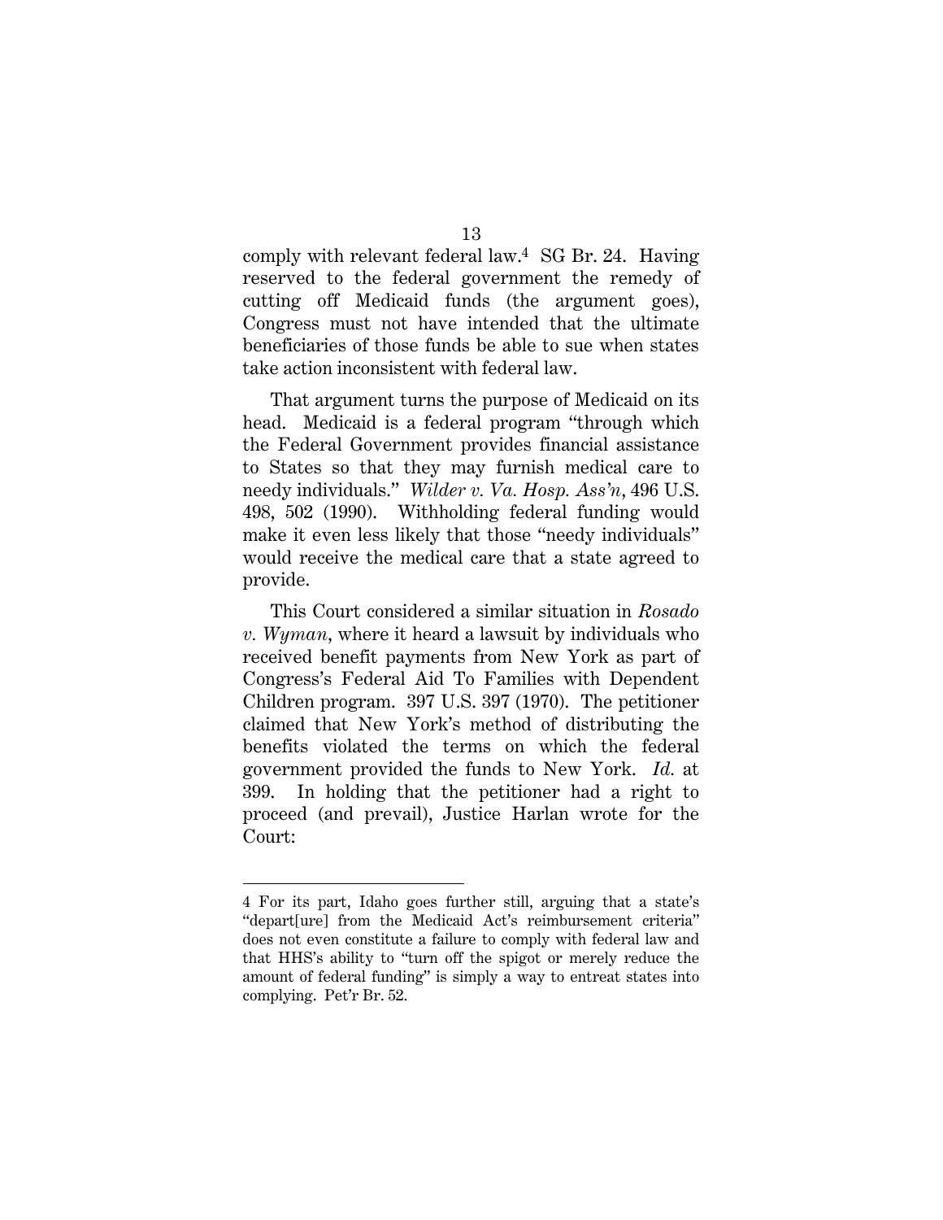comply with relevant federal law.[4] SG Br. 24. Having reserved to the federal government the remedy of cutting off Medicaid funds (the argument goes), Congress must not have intended that the ultimate beneficiaries of those funds be able to sue when states take action inconsistent with federal law.

That argument turns the purpose of Medicaid on its head. Medicaid is a federal program "through which the Federal Government provides financial assistance to States so that they may furnish medical care to needy individuals." *Wilder v. Va. Hosp. Ass'n*, 496 U.S. 498, 502 (1990). Withholding federal funding would make it even less likely that those "needy individuals" would receive the medical care that a state agreed to provide.

This Court considered a similar situation in *Rosado v. Wyman*, where it heard a lawsuit by individuals who received benefit payments from New York as part of Congress's Federal Aid To Families with Dependent Children program. 397 U.S. 397 (1970). The petitioner claimed that New York's method of distributing the benefits violated the terms on which the federal government provided the funds to New York. *Id.* at 399. In holding that the petitioner had a right to proceed (and prevail), Justice Harlan wrote for the Court:

---

[4] For its part, Idaho goes further still, arguing that a state's "depart[ure] from the Medicaid Act's reimbursement criteria" does not even constitute a failure to comply with federal law and that HHS's ability to "turn off the spigot or merely reduce the amount of federal funding" is simply a way to entreat states into complying. Pet'r Br. 52.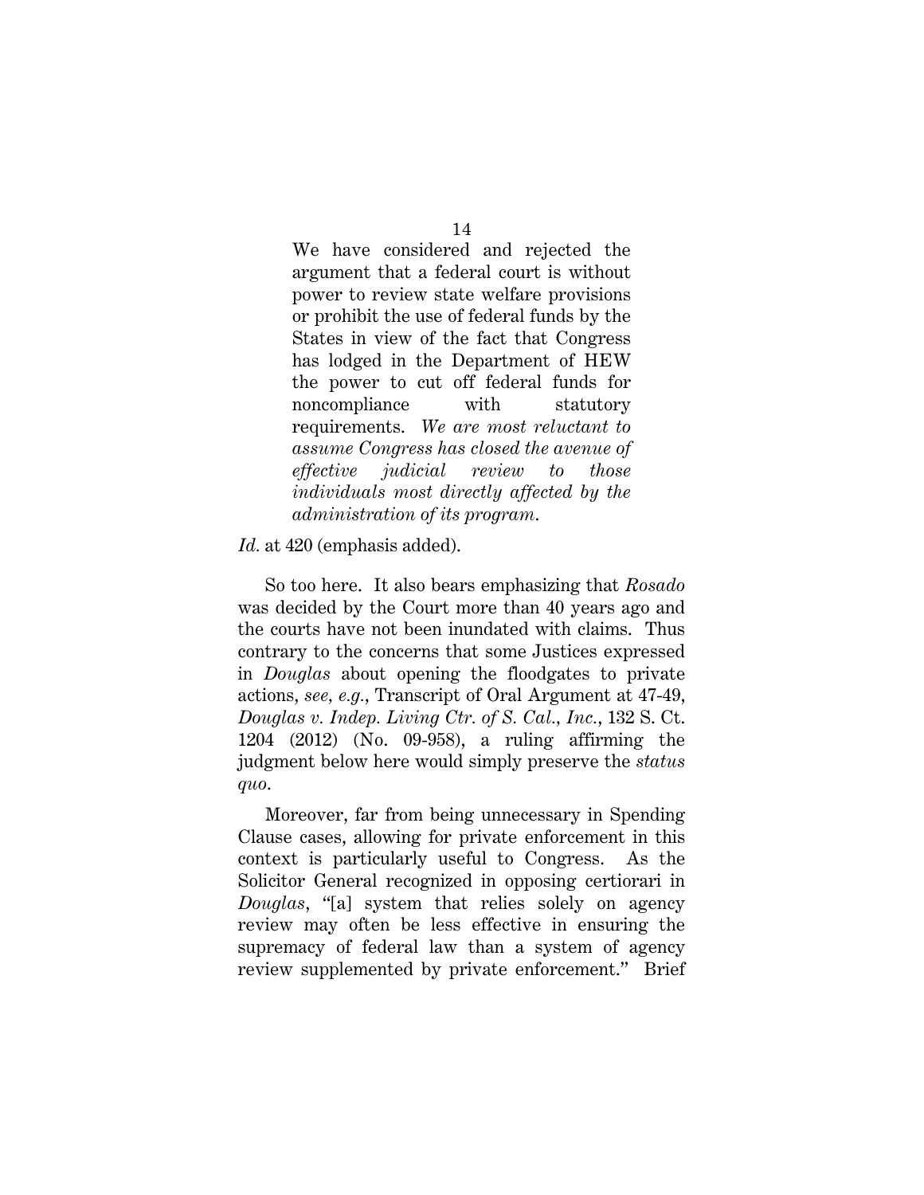> We have considered and rejected the argument that a federal court is without power to review state welfare provisions or prohibit the use of federal funds by the States in view of the fact that Congress has lodged in the Department of HEW the power to cut off federal funds for noncompliance with statutory requirements. *We are most reluctant to assume Congress has closed the avenue of effective judicial review to those individuals most directly affected by the administration of its program.*

*Id.* at 420 (emphasis added).

So too here. It also bears emphasizing that *Rosado* was decided by the Court more than 40 years ago and the courts have not been inundated with claims. Thus contrary to the concerns that some Justices expressed in *Douglas* about opening the floodgates to private actions, *see, e.g.*, Transcript of Oral Argument at 47-49, *Douglas v. Indep. Living Ctr. of S. Cal., Inc.*, 132 S. Ct. 1204 (2012) (No. 09-958), a ruling affirming the judgment below here would simply preserve the *status quo*.

Moreover, far from being unnecessary in Spending Clause cases, allowing for private enforcement in this context is particularly useful to Congress. As the Solicitor General recognized in opposing certiorari in *Douglas*, "[a] system that relies solely on agency review may often be less effective in ensuring the supremacy of federal law than a system of agency review supplemented by private enforcement." Brief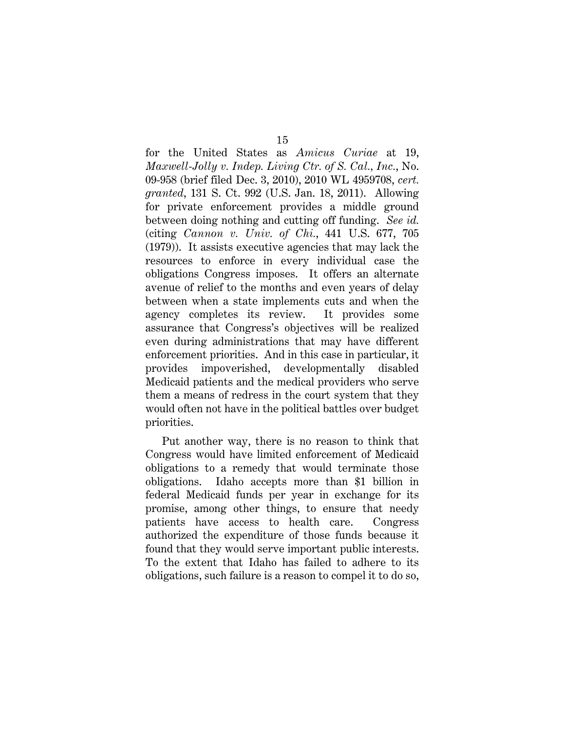for the United States as *Amicus Curiae* at 19, *Maxwell-Jolly v. Indep. Living Ctr. of S. Cal., Inc.*, No. 09-958 (brief filed Dec. 3, 2010), 2010 WL 4959708, *cert. granted*, 131 S. Ct. 992 (U.S. Jan. 18, 2011). Allowing for private enforcement provides a middle ground between doing nothing and cutting off funding. *See id.* (citing *Cannon v. Univ. of Chi.*, 441 U.S. 677, 705 (1979)). It assists executive agencies that may lack the resources to enforce in every individual case the obligations Congress imposes. It offers an alternate avenue of relief to the months and even years of delay between when a state implements cuts and when the agency completes its review. It provides some assurance that Congress's objectives will be realized even during administrations that may have different enforcement priorities. And in this case in particular, it provides impoverished, developmentally disabled Medicaid patients and the medical providers who serve them a means of redress in the court system that they would often not have in the political battles over budget priorities.

Put another way, there is no reason to think that Congress would have limited enforcement of Medicaid obligations to a remedy that would terminate those obligations. Idaho accepts more than $1 billion in federal Medicaid funds per year in exchange for its promise, among other things, to ensure that needy patients have access to health care. Congress authorized the expenditure of those funds because it found that they would serve important public interests. To the extent that Idaho has failed to adhere to its obligations, such failure is a reason to compel it to do so,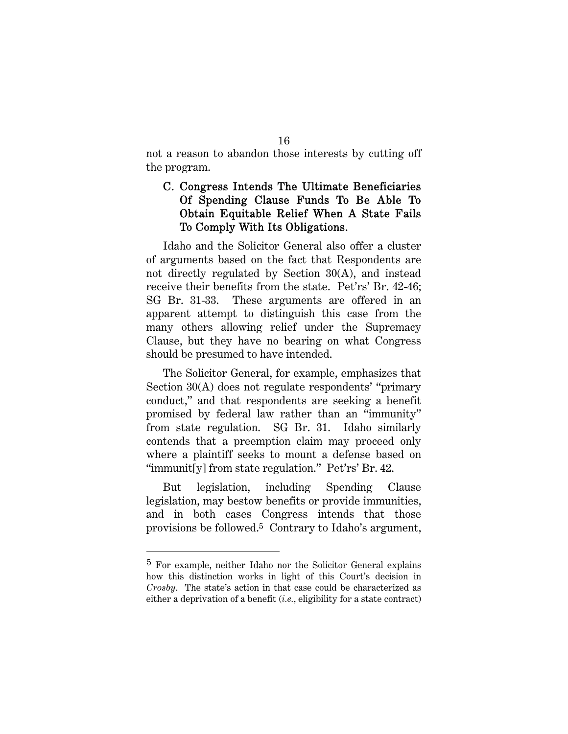not a reason to abandon those interests by cutting off the program.

### C. Congress Intends The Ultimate Beneficiaries Of Spending Clause Funds To Be Able To Obtain Equitable Relief When A State Fails To Comply With Its Obligations.

Idaho and the Solicitor General also offer a cluster of arguments based on the fact that Respondents are not directly regulated by Section 30(A), and instead receive their benefits from the state. Pet'rs' Br. 42-46; SG Br. 31-33. These arguments are offered in an apparent attempt to distinguish this case from the many others allowing relief under the Supremacy Clause, but they have no bearing on what Congress should be presumed to have intended.

The Solicitor General, for example, emphasizes that Section 30(A) does not regulate respondents' "primary conduct," and that respondents are seeking a benefit promised by federal law rather than an "immunity" from state regulation. SG Br. 31. Idaho similarly contends that a preemption claim may proceed only where a plaintiff seeks to mount a defense based on "immunit[y] from state regulation." Pet'rs' Br. 42.

But legislation, including Spending Clause legislation, may bestow benefits or provide immunities, and in both cases Congress intends that those provisions be followed.[5] Contrary to Idaho's argument,

---

[5] For example, neither Idaho nor the Solicitor General explains how this distinction works in light of this Court's decision in *Crosby*. The state's action in that case could be characterized as either a deprivation of a benefit (*i.e.*, eligibility for a state contract)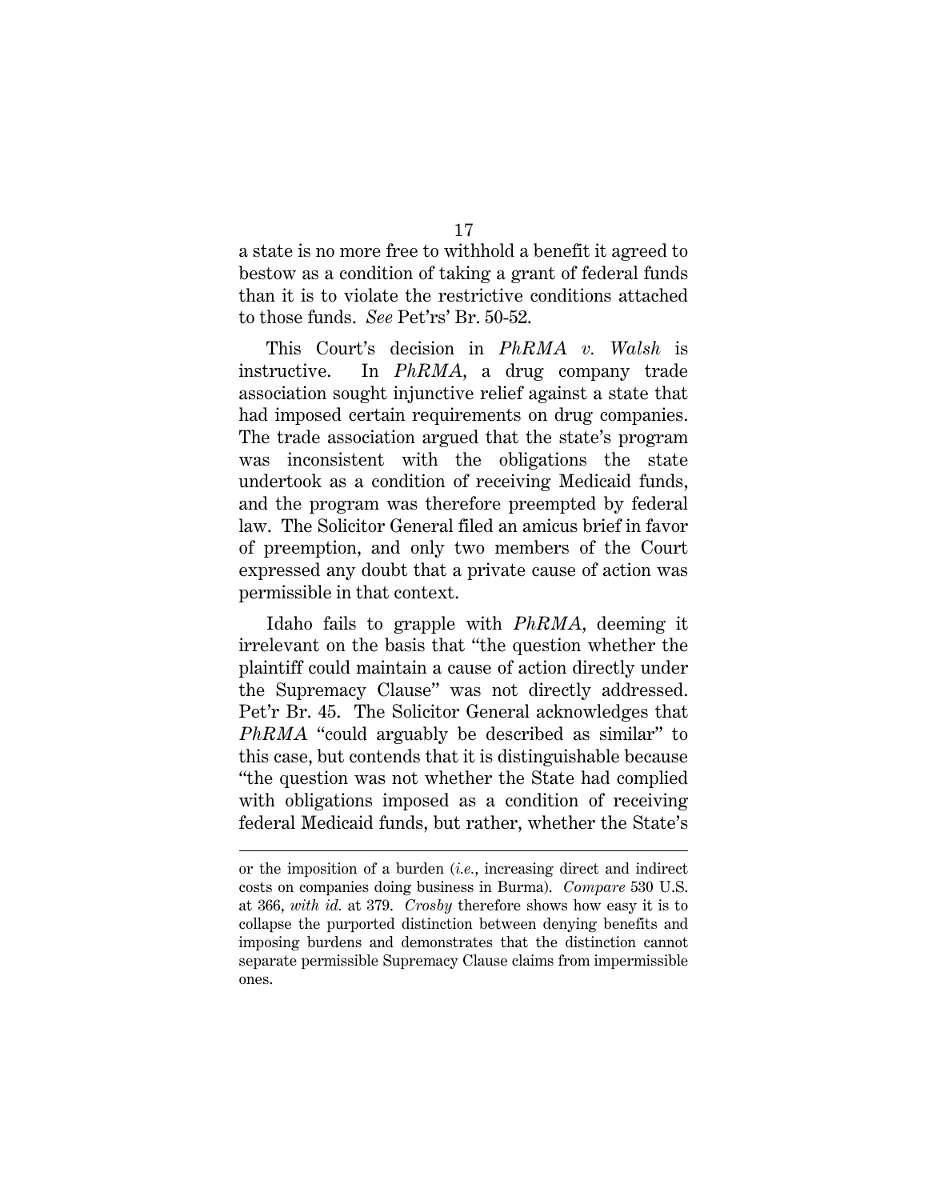a state is no more free to withhold a benefit it agreed to bestow as a condition of taking a grant of federal funds than it is to violate the restrictive conditions attached to those funds. *See* Pet'rs' Br. 50-52.

This Court's decision in *PhRMA v. Walsh* is instructive. In *PhRMA*, a drug company trade association sought injunctive relief against a state that had imposed certain requirements on drug companies. The trade association argued that the state's program was inconsistent with the obligations the state undertook as a condition of receiving Medicaid funds, and the program was therefore preempted by federal law. The Solicitor General filed an amicus brief in favor of preemption, and only two members of the Court expressed any doubt that a private cause of action was permissible in that context.

Idaho fails to grapple with *PhRMA*, deeming it irrelevant on the basis that "the question whether the plaintiff could maintain a cause of action directly under the Supremacy Clause" was not directly addressed. Pet'r Br. 45. The Solicitor General acknowledges that *PhRMA* "could arguably be described as similar" to this case, but contends that it is distinguishable because "the question was not whether the State had complied with obligations imposed as a condition of receiving federal Medicaid funds, but rather, whether the State's

---

or the imposition of a burden (*i.e.*, increasing direct and indirect costs on companies doing business in Burma). *Compare* 530 U.S. at 366, *with id.* at 379. *Crosby* therefore shows how easy it is to collapse the purported distinction between denying benefits and imposing burdens and demonstrates that the distinction cannot separate permissible Supremacy Clause claims from impermissible ones.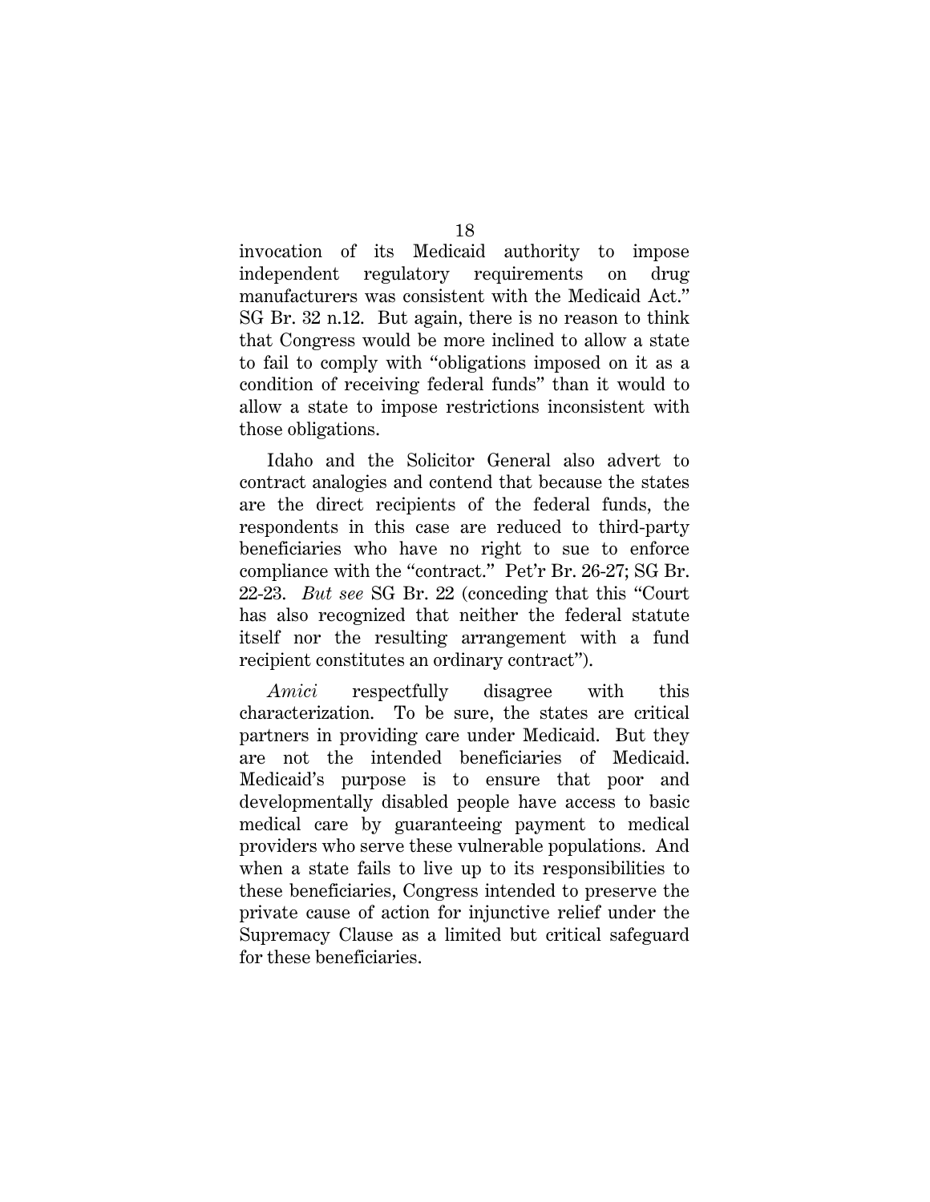invocation of its Medicaid authority to impose independent regulatory requirements on drug manufacturers was consistent with the Medicaid Act." SG Br. 32 n.12. But again, there is no reason to think that Congress would be more inclined to allow a state to fail to comply with "obligations imposed on it as a condition of receiving federal funds" than it would to allow a state to impose restrictions inconsistent with those obligations.

Idaho and the Solicitor General also advert to contract analogies and contend that because the states are the direct recipients of the federal funds, the respondents in this case are reduced to third-party beneficiaries who have no right to sue to enforce compliance with the "contract." Pet'r Br. 26-27; SG Br. 22-23. *But see* SG Br. 22 (conceding that this "Court has also recognized that neither the federal statute itself nor the resulting arrangement with a fund recipient constitutes an ordinary contract").

*Amici* respectfully disagree with this characterization. To be sure, the states are critical partners in providing care under Medicaid. But they are not the intended beneficiaries of Medicaid. Medicaid's purpose is to ensure that poor and developmentally disabled people have access to basic medical care by guaranteeing payment to medical providers who serve these vulnerable populations. And when a state fails to live up to its responsibilities to these beneficiaries, Congress intended to preserve the private cause of action for injunctive relief under the Supremacy Clause as a limited but critical safeguard for these beneficiaries.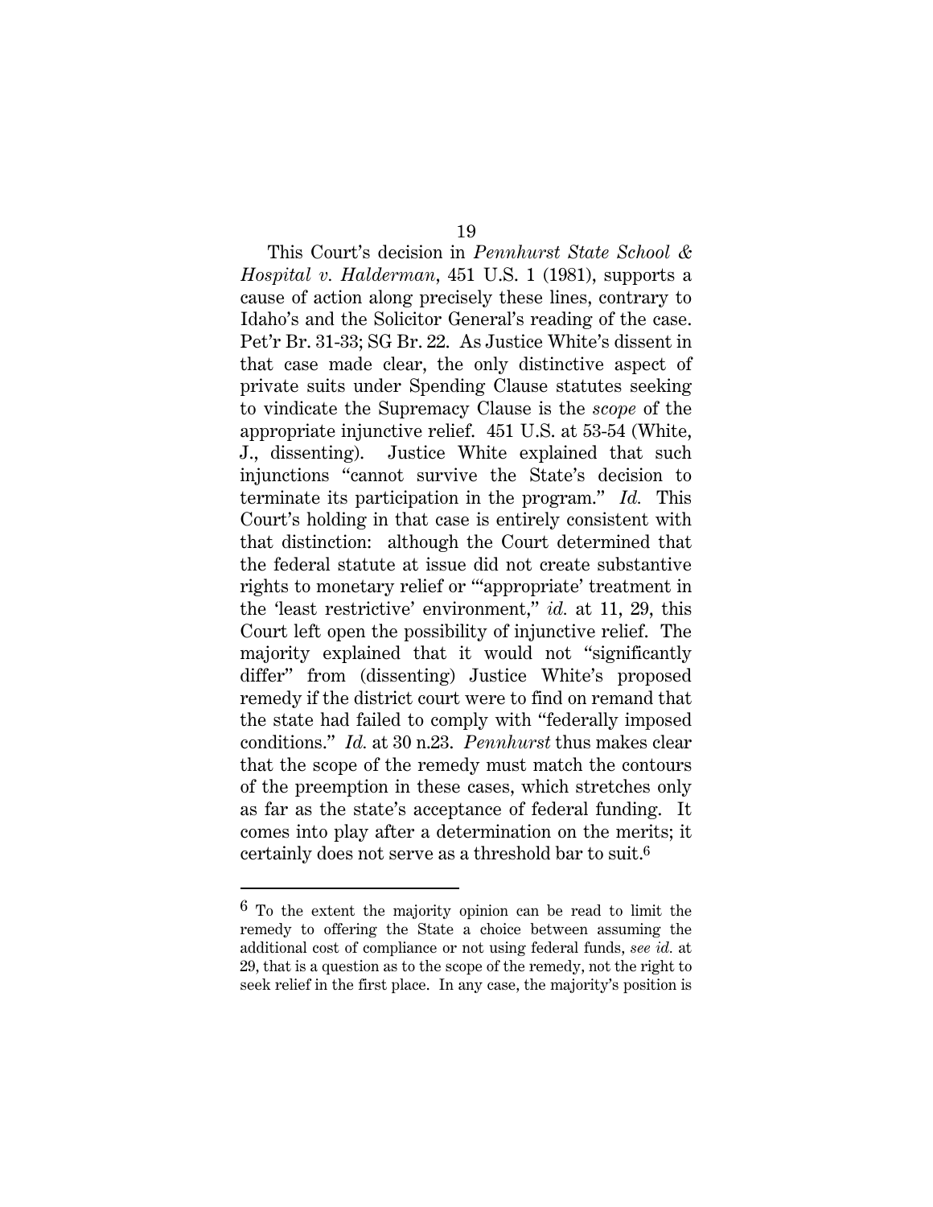This Court's decision in *Pennhurst State School & Hospital v. Halderman*, 451 U.S. 1 (1981), supports a cause of action along precisely these lines, contrary to Idaho's and the Solicitor General's reading of the case. Pet'r Br. 31-33; SG Br. 22. As Justice White's dissent in that case made clear, the only distinctive aspect of private suits under Spending Clause statutes seeking to vindicate the Supremacy Clause is the *scope* of the appropriate injunctive relief. 451 U.S. at 53-54 (White, J., dissenting). Justice White explained that such injunctions "cannot survive the State's decision to terminate its participation in the program." *Id.* This Court's holding in that case is entirely consistent with that distinction: although the Court determined that the federal statute at issue did not create substantive rights to monetary relief or "'appropriate' treatment in the 'least restrictive' environment," *id.* at 11, 29, this Court left open the possibility of injunctive relief. The majority explained that it would not "significantly differ" from (dissenting) Justice White's proposed remedy if the district court were to find on remand that the state had failed to comply with "federally imposed conditions." *Id.* at 30 n.23. *Pennhurst* thus makes clear that the scope of the remedy must match the contours of the preemption in these cases, which stretches only as far as the state's acceptance of federal funding. It comes into play after a determination on the merits; it certainly does not serve as a threshold bar to suit.[6]

---

[6] To the extent the majority opinion can be read to limit the remedy to offering the State a choice between assuming the additional cost of compliance or not using federal funds, *see id.* at 29, that is a question as to the scope of the remedy, not the right to seek relief in the first place. In any case, the majority's position is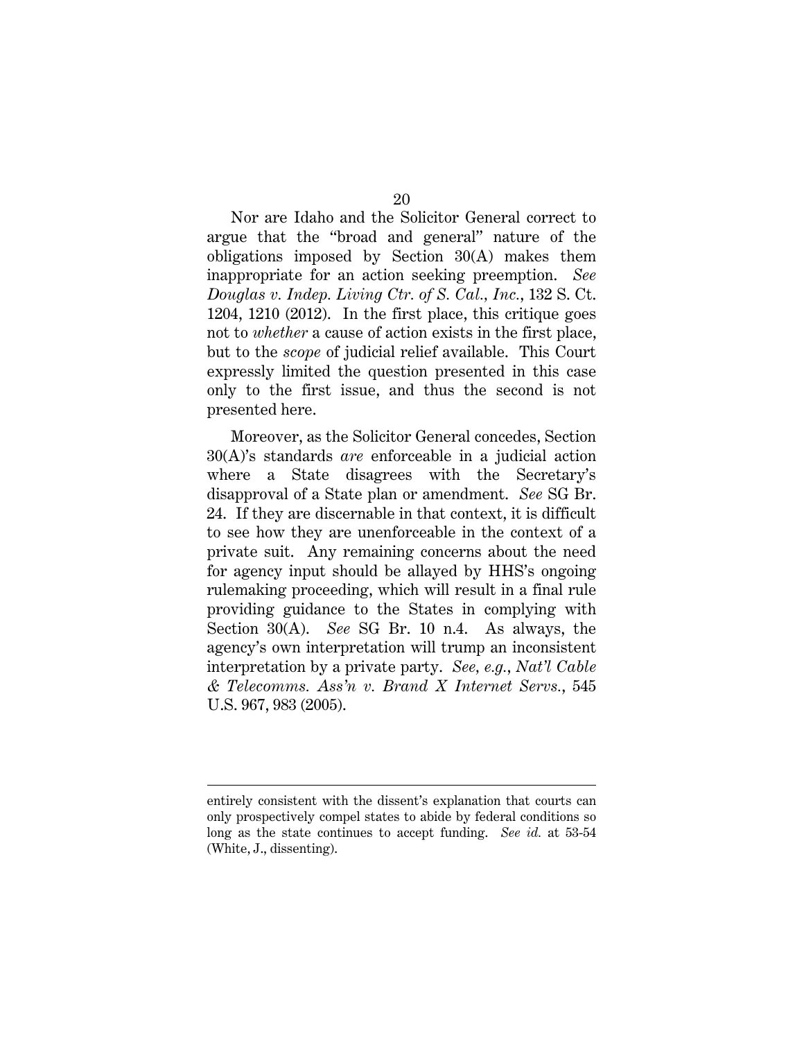Nor are Idaho and the Solicitor General correct to argue that the "broad and general" nature of the obligations imposed by Section 30(A) makes them inappropriate for an action seeking preemption. *See Douglas v. Indep. Living Ctr. of S. Cal., Inc.*, 132 S. Ct. 1204, 1210 (2012). In the first place, this critique goes not to *whether* a cause of action exists in the first place, but to the *scope* of judicial relief available. This Court expressly limited the question presented in this case only to the first issue, and thus the second is not presented here.

Moreover, as the Solicitor General concedes, Section 30(A)'s standards *are* enforceable in a judicial action where a State disagrees with the Secretary's disapproval of a State plan or amendment. *See* SG Br. 24. If they are discernable in that context, it is difficult to see how they are unenforceable in the context of a private suit. Any remaining concerns about the need for agency input should be allayed by HHS's ongoing rulemaking proceeding, which will result in a final rule providing guidance to the States in complying with Section 30(A). *See* SG Br. 10 n.4. As always, the agency's own interpretation will trump an inconsistent interpretation by a private party. *See, e.g.*, *Nat'l Cable & Telecomms. Ass'n v. Brand X Internet Servs.*, 545 U.S. 967, 983 (2005).

---

entirely consistent with the dissent's explanation that courts can only prospectively compel states to abide by federal conditions so long as the state continues to accept funding. *See id.* at 53-54 (White, J., dissenting).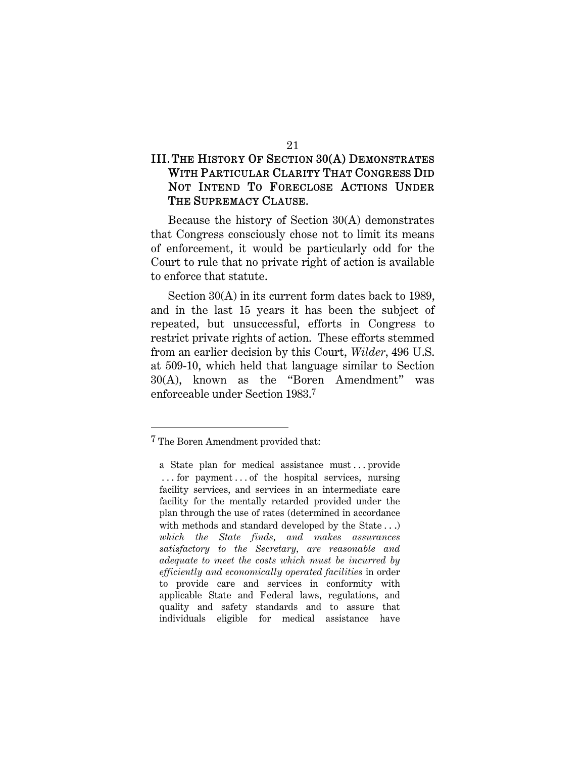## III. THE HISTORY OF SECTION 30(A) DEMONSTRATES WITH PARTICULAR CLARITY THAT CONGRESS DID NOT INTEND TO FORECLOSE ACTIONS UNDER THE SUPREMACY CLAUSE.

Because the history of Section 30(A) demonstrates that Congress consciously chose not to limit its means of enforcement, it would be particularly odd for the Court to rule that no private right of action is available to enforce that statute.

Section 30(A) in its current form dates back to 1989, and in the last 15 years it has been the subject of repeated, but unsuccessful, efforts in Congress to restrict private rights of action. These efforts stemmed from an earlier decision by this Court, *Wilder*, 496 U.S. at 509-10, which held that language similar to Section 30(A), known as the "Boren Amendment" was enforceable under Section 1983.[7]

---

[7] The Boren Amendment provided that:

> a State plan for medical assistance must . . . provide . . . for payment . . . of the hospital services, nursing facility services, and services in an intermediate care facility for the mentally retarded provided under the plan through the use of rates (determined in accordance with methods and standard developed by the State . . .) *which the State finds, and makes assurances satisfactory to the Secretary, are reasonable and adequate to meet the costs which must be incurred by efficiently and economically operated facilities* in order to provide care and services in conformity with applicable State and Federal laws, regulations, and quality and safety standards and to assure that individuals eligible for medical assistance have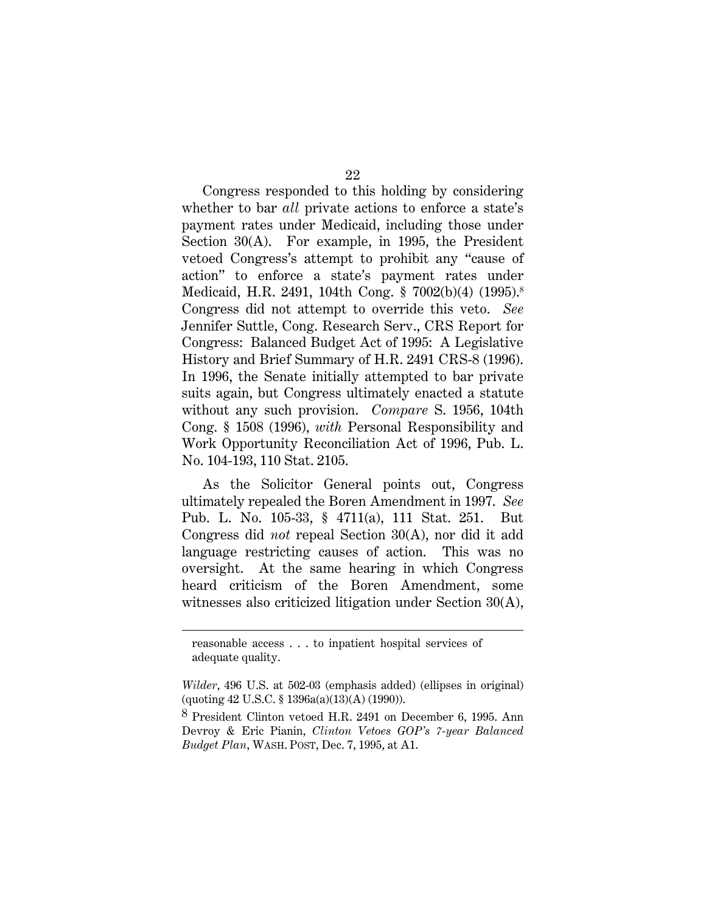Congress responded to this holding by considering whether to bar *all* private actions to enforce a state's payment rates under Medicaid, including those under Section 30(A). For example, in 1995, the President vetoed Congress's attempt to prohibit any "cause of action" to enforce a state's payment rates under Medicaid, H.R. 2491, 104th Cong. § 7002(b)(4) (1995).[8] Congress did not attempt to override this veto. *See* Jennifer Suttle, Cong. Research Serv., CRS Report for Congress: Balanced Budget Act of 1995: A Legislative History and Brief Summary of H.R. 2491 CRS-8 (1996). In 1996, the Senate initially attempted to bar private suits again, but Congress ultimately enacted a statute without any such provision. *Compare* S. 1956, 104th Cong. § 1508 (1996), *with* Personal Responsibility and Work Opportunity Reconciliation Act of 1996, Pub. L. No. 104-193, 110 Stat. 2105.

As the Solicitor General points out, Congress ultimately repealed the Boren Amendment in 1997. *See* Pub. L. No. 105-33, § 4711(a), 111 Stat. 251. But Congress did *not* repeal Section 30(A), nor did it add language restricting causes of action. This was no oversight. At the same hearing in which Congress heard criticism of the Boren Amendment, some witnesses also criticized litigation under Section 30(A),

---

> reasonable access . . . to inpatient hospital services of adequate quality.

*Wilder*, 496 U.S. at 502-03 (emphasis added) (ellipses in original) (quoting 42 U.S.C. § 1396a(a)(13)(A) (1990)).

[8] President Clinton vetoed H.R. 2491 on December 6, 1995. Ann Devroy & Eric Pianin, *Clinton Vetoes GOP's 7-year Balanced Budget Plan*, WASH. POST, Dec. 7, 1995, at A1.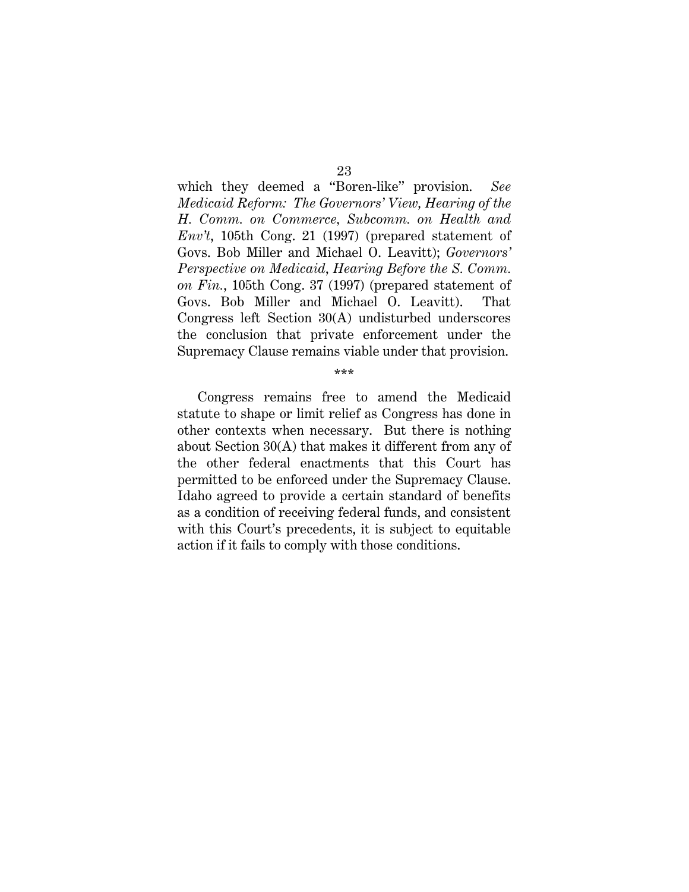which they deemed a "Boren-like" provision. *See Medicaid Reform: The Governors' View, Hearing of the H. Comm. on Commerce, Subcomm. on Health and Env't*, 105th Cong. 21 (1997) (prepared statement of Govs. Bob Miller and Michael O. Leavitt); *Governors' Perspective on Medicaid, Hearing Before the S. Comm. on Fin.*, 105th Cong. 37 (1997) (prepared statement of Govs. Bob Miller and Michael O. Leavitt). That Congress left Section 30(A) undisturbed underscores the conclusion that private enforcement under the Supremacy Clause remains viable under that provision.

\*\*\*

Congress remains free to amend the Medicaid statute to shape or limit relief as Congress has done in other contexts when necessary. But there is nothing about Section 30(A) that makes it different from any of the other federal enactments that this Court has permitted to be enforced under the Supremacy Clause. Idaho agreed to provide a certain standard of benefits as a condition of receiving federal funds, and consistent with this Court's precedents, it is subject to equitable action if it fails to comply with those conditions.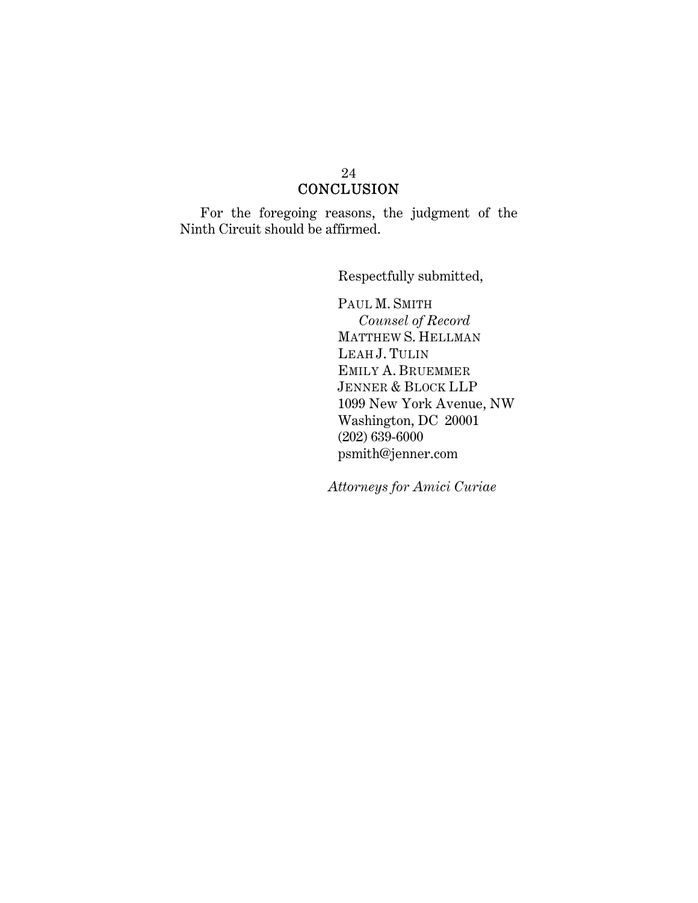## CONCLUSION

For the foregoing reasons, the judgment of the Ninth Circuit should be affirmed.

Respectfully submitted,

PAUL M. SMITH
*Counsel of Record*
MATTHEW S. HELLMAN
LEAH J. TULIN
EMILY A. BRUEMMER
JENNER & BLOCK LLP
1099 New York Avenue, NW
Washington, DC 20001
(202) 639-6000
psmith@jenner.com

*Attorneys for Amici Curiae*